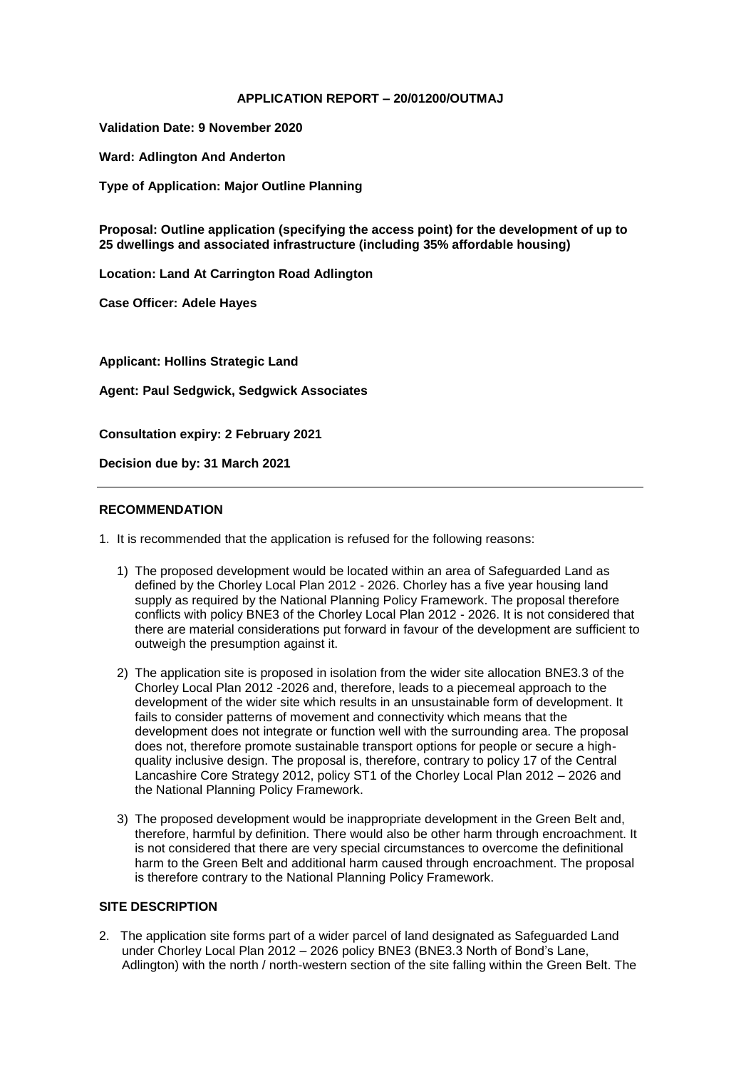## APPLICATION REPORT – 20/01200/OUTMAJ

**Validation Date: 9 November 2020**

**Ward: Adlington And Anderton**

**Type of Application: Major Outline Planning**

**Proposal: Outline application (specifying the access point) for the development of up to 25 dwellings and associated infrastructure (including 35% affordable housing)**

**Location: Land At Carrington Road Adlington**

**Case Officer: Adele Hayes**

**Applicant: Hollins Strategic Land**

**Agent: Paul Sedgwick, Sedgwick Associates**

**Consultation expiry: 2 February 2021**

**Decision due by: 31 March 2021**

---

### RECOMMENDATION

1. It is recommended that the application is refused for the following reasons:

   1) The proposed development would be located within an area of Safeguarded Land as defined by the Chorley Local Plan 2012 - 2026. Chorley has a five year housing land supply as required by the National Planning Policy Framework. The proposal therefore conflicts with policy BNE3 of the Chorley Local Plan 2012 - 2026. It is not considered that there are material considerations put forward in favour of the development are sufficient to outweigh the presumption against it.

   2) The application site is proposed in isolation from the wider site allocation BNE3.3 of the Chorley Local Plan 2012 -2026 and, therefore, leads to a piecemeal approach to the development of the wider site which results in an unsustainable form of development. It fails to consider patterns of movement and connectivity which means that the development does not integrate or function well with the surrounding area. The proposal does not, therefore promote sustainable transport options for people or secure a high-quality inclusive design. The proposal is, therefore, contrary to policy 17 of the Central Lancashire Core Strategy 2012, policy ST1 of the Chorley Local Plan 2012 – 2026 and the National Planning Policy Framework.

   3) The proposed development would be inappropriate development in the Green Belt and, therefore, harmful by definition. There would also be other harm through encroachment. It is not considered that there are very special circumstances to overcome the definitional harm to the Green Belt and additional harm caused through encroachment. The proposal is therefore contrary to the National Planning Policy Framework.

### SITE DESCRIPTION

2. The application site forms part of a wider parcel of land designated as Safeguarded Land under Chorley Local Plan 2012 – 2026 policy BNE3 (BNE3.3 North of Bond's Lane, Adlington) with the north / north-western section of the site falling within the Green Belt. The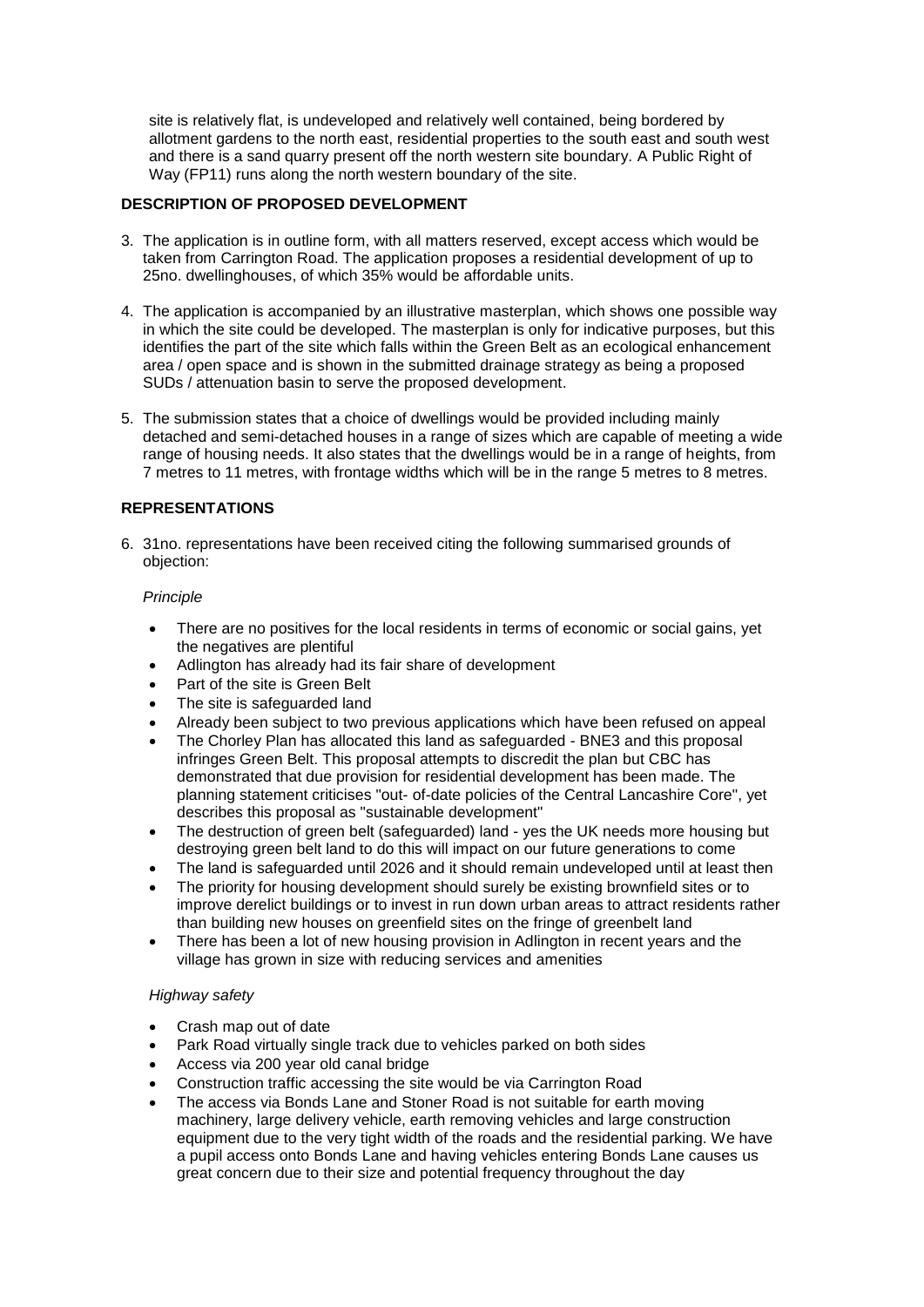site is relatively flat, is undeveloped and relatively well contained, being bordered by allotment gardens to the north east, residential properties to the south east and south west and there is a sand quarry present off the north western site boundary. A Public Right of Way (FP11) runs along the north western boundary of the site.

## DESCRIPTION OF PROPOSED DEVELOPMENT

3. The application is in outline form, with all matters reserved, except access which would be taken from Carrington Road. The application proposes a residential development of up to 25no. dwellinghouses, of which 35% would be affordable units.

4. The application is accompanied by an illustrative masterplan, which shows one possible way in which the site could be developed. The masterplan is only for indicative purposes, but this identifies the part of the site which falls within the Green Belt as an ecological enhancement area / open space and is shown in the submitted drainage strategy as being a proposed SUDs / attenuation basin to serve the proposed development.

5. The submission states that a choice of dwellings would be provided including mainly detached and semi-detached houses in a range of sizes which are capable of meeting a wide range of housing needs. It also states that the dwellings would be in a range of heights, from 7 metres to 11 metres, with frontage widths which will be in the range 5 metres to 8 metres.

## REPRESENTATIONS

6. 31no. representations have been received citing the following summarised grounds of objection:

*Principle*

- There are no positives for the local residents in terms of economic or social gains, yet the negatives are plentiful
- Adlington has already had its fair share of development
- Part of the site is Green Belt
- The site is safeguarded land
- Already been subject to two previous applications which have been refused on appeal
- The Chorley Plan has allocated this land as safeguarded - BNE3 and this proposal infringes Green Belt. This proposal attempts to discredit the plan but CBC has demonstrated that due provision for residential development has been made. The planning statement criticises "out- of-date policies of the Central Lancashire Core", yet describes this proposal as "sustainable development"
- The destruction of green belt (safeguarded) land - yes the UK needs more housing but destroying green belt land to do this will impact on our future generations to come
- The land is safeguarded until 2026 and it should remain undeveloped until at least then
- The priority for housing development should surely be existing brownfield sites or to improve derelict buildings or to invest in run down urban areas to attract residents rather than building new houses on greenfield sites on the fringe of greenbelt land
- There has been a lot of new housing provision in Adlington in recent years and the village has grown in size with reducing services and amenities

*Highway safety*

- Crash map out of date
- Park Road virtually single track due to vehicles parked on both sides
- Access via 200 year old canal bridge
- Construction traffic accessing the site would be via Carrington Road
- The access via Bonds Lane and Stoner Road is not suitable for earth moving machinery, large delivery vehicle, earth removing vehicles and large construction equipment due to the very tight width of the roads and the residential parking. We have a pupil access onto Bonds Lane and having vehicles entering Bonds Lane causes us great concern due to their size and potential frequency throughout the day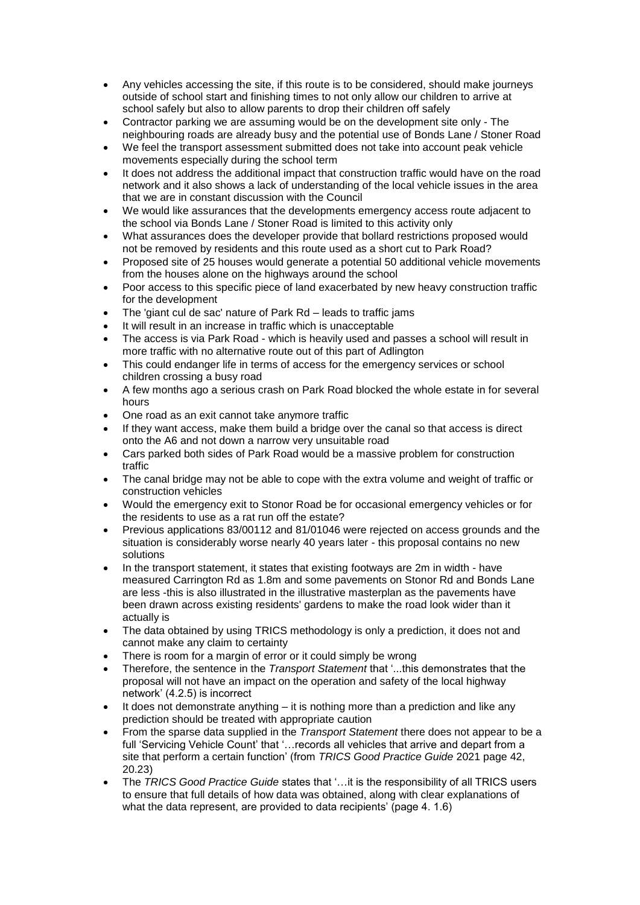- Any vehicles accessing the site, if this route is to be considered, should make journeys outside of school start and finishing times to not only allow our children to arrive at school safely but also to allow parents to drop their children off safely
- Contractor parking we are assuming would be on the development site only - The neighbouring roads are already busy and the potential use of Bonds Lane / Stoner Road
- We feel the transport assessment submitted does not take into account peak vehicle movements especially during the school term
- It does not address the additional impact that construction traffic would have on the road network and it also shows a lack of understanding of the local vehicle issues in the area that we are in constant discussion with the Council
- We would like assurances that the developments emergency access route adjacent to the school via Bonds Lane / Stoner Road is limited to this activity only
- What assurances does the developer provide that bollard restrictions proposed would not be removed by residents and this route used as a short cut to Park Road?
- Proposed site of 25 houses would generate a potential 50 additional vehicle movements from the houses alone on the highways around the school
- Poor access to this specific piece of land exacerbated by new heavy construction traffic for the development
- The 'giant cul de sac' nature of Park Rd – leads to traffic jams
- It will result in an increase in traffic which is unacceptable
- The access is via Park Road - which is heavily used and passes a school will result in more traffic with no alternative route out of this part of Adlington
- This could endanger life in terms of access for the emergency services or school children crossing a busy road
- A few months ago a serious crash on Park Road blocked the whole estate in for several hours
- One road as an exit cannot take anymore traffic
- If they want access, make them build a bridge over the canal so that access is direct onto the A6 and not down a narrow very unsuitable road
- Cars parked both sides of Park Road would be a massive problem for construction traffic
- The canal bridge may not be able to cope with the extra volume and weight of traffic or construction vehicles
- Would the emergency exit to Stonor Road be for occasional emergency vehicles or for the residents to use as a rat run off the estate?
- Previous applications 83/00112 and 81/01046 were rejected on access grounds and the situation is considerably worse nearly 40 years later - this proposal contains no new solutions
- In the transport statement, it states that existing footways are 2m in width - have measured Carrington Rd as 1.8m and some pavements on Stonor Rd and Bonds Lane are less -this is also illustrated in the illustrative masterplan as the pavements have been drawn across existing residents' gardens to make the road look wider than it actually is
- The data obtained by using TRICS methodology is only a prediction, it does not and cannot make any claim to certainty
- There is room for a margin of error or it could simply be wrong
- Therefore, the sentence in the *Transport Statement* that '...this demonstrates that the proposal will not have an impact on the operation and safety of the local highway network' (4.2.5) is incorrect
- It does not demonstrate anything – it is nothing more than a prediction and like any prediction should be treated with appropriate caution
- From the sparse data supplied in the *Transport Statement* there does not appear to be a full 'Servicing Vehicle Count' that '…records all vehicles that arrive and depart from a site that perform a certain function' (from *TRICS Good Practice Guide* 2021 page 42, 20.23)
- The *TRICS Good Practice Guide* states that '…it is the responsibility of all TRICS users to ensure that full details of how data was obtained, along with clear explanations of what the data represent, are provided to data recipients' (page 4. 1.6)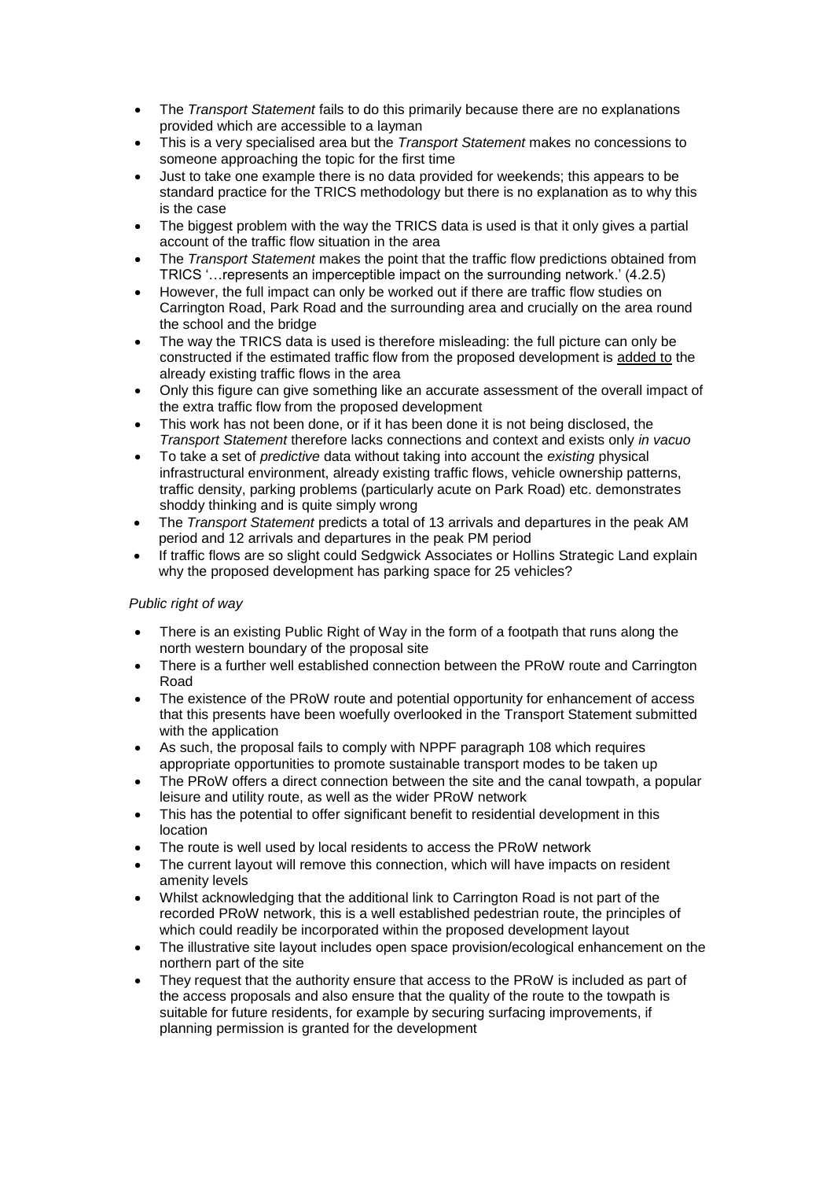- The *Transport Statement* fails to do this primarily because there are no explanations provided which are accessible to a layman
- This is a very specialised area but the *Transport Statement* makes no concessions to someone approaching the topic for the first time
- Just to take one example there is no data provided for weekends; this appears to be standard practice for the TRICS methodology but there is no explanation as to why this is the case
- The biggest problem with the way the TRICS data is used is that it only gives a partial account of the traffic flow situation in the area
- The *Transport Statement* makes the point that the traffic flow predictions obtained from TRICS '…represents an imperceptible impact on the surrounding network.' (4.2.5)
- However, the full impact can only be worked out if there are traffic flow studies on Carrington Road, Park Road and the surrounding area and crucially on the area round the school and the bridge
- The way the TRICS data is used is therefore misleading: the full picture can only be constructed if the estimated traffic flow from the proposed development is <u>added to</u> the already existing traffic flows in the area
- Only this figure can give something like an accurate assessment of the overall impact of the extra traffic flow from the proposed development
- This work has not been done, or if it has been done it is not being disclosed, the *Transport Statement* therefore lacks connections and context and exists only *in vacuo*
- To take a set of *predictive* data without taking into account the *existing* physical infrastructural environment, already existing traffic flows, vehicle ownership patterns, traffic density, parking problems (particularly acute on Park Road) etc. demonstrates shoddy thinking and is quite simply wrong
- The *Transport Statement* predicts a total of 13 arrivals and departures in the peak AM period and 12 arrivals and departures in the peak PM period
- If traffic flows are so slight could Sedgwick Associates or Hollins Strategic Land explain why the proposed development has parking space for 25 vehicles?

*Public right of way*

- There is an existing Public Right of Way in the form of a footpath that runs along the north western boundary of the proposal site
- There is a further well established connection between the PRoW route and Carrington Road
- The existence of the PRoW route and potential opportunity for enhancement of access that this presents have been woefully overlooked in the Transport Statement submitted with the application
- As such, the proposal fails to comply with NPPF paragraph 108 which requires appropriate opportunities to promote sustainable transport modes to be taken up
- The PRoW offers a direct connection between the site and the canal towpath, a popular leisure and utility route, as well as the wider PRoW network
- This has the potential to offer significant benefit to residential development in this location
- The route is well used by local residents to access the PRoW network
- The current layout will remove this connection, which will have impacts on resident amenity levels
- Whilst acknowledging that the additional link to Carrington Road is not part of the recorded PRoW network, this is a well established pedestrian route, the principles of which could readily be incorporated within the proposed development layout
- The illustrative site layout includes open space provision/ecological enhancement on the northern part of the site
- They request that the authority ensure that access to the PRoW is included as part of the access proposals and also ensure that the quality of the route to the towpath is suitable for future residents, for example by securing surfacing improvements, if planning permission is granted for the development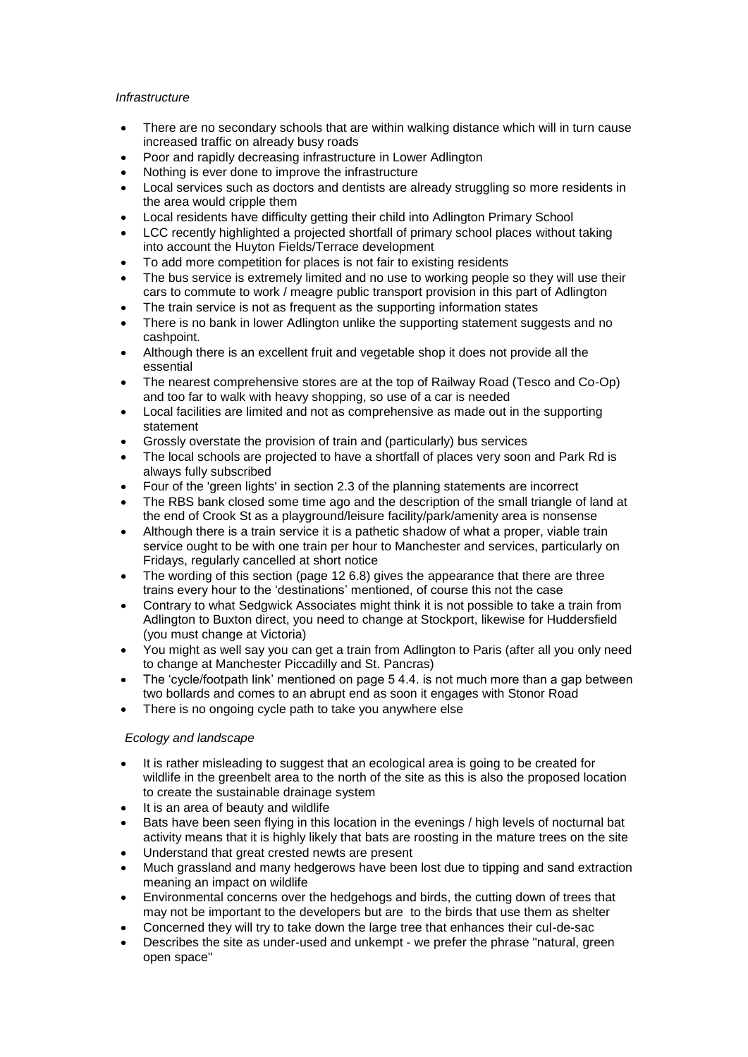*Infrastructure*

- There are no secondary schools that are within walking distance which will in turn cause increased traffic on already busy roads
- Poor and rapidly decreasing infrastructure in Lower Adlington
- Nothing is ever done to improve the infrastructure
- Local services such as doctors and dentists are already struggling so more residents in the area would cripple them
- Local residents have difficulty getting their child into Adlington Primary School
- LCC recently highlighted a projected shortfall of primary school places without taking into account the Huyton Fields/Terrace development
- To add more competition for places is not fair to existing residents
- The bus service is extremely limited and no use to working people so they will use their cars to commute to work / meagre public transport provision in this part of Adlington
- The train service is not as frequent as the supporting information states
- There is no bank in lower Adlington unlike the supporting statement suggests and no cashpoint.
- Although there is an excellent fruit and vegetable shop it does not provide all the essential
- The nearest comprehensive stores are at the top of Railway Road (Tesco and Co-Op) and too far to walk with heavy shopping, so use of a car is needed
- Local facilities are limited and not as comprehensive as made out in the supporting statement
- Grossly overstate the provision of train and (particularly) bus services
- The local schools are projected to have a shortfall of places very soon and Park Rd is always fully subscribed
- Four of the 'green lights' in section 2.3 of the planning statements are incorrect
- The RBS bank closed some time ago and the description of the small triangle of land at the end of Crook St as a playground/leisure facility/park/amenity area is nonsense
- Although there is a train service it is a pathetic shadow of what a proper, viable train service ought to be with one train per hour to Manchester and services, particularly on Fridays, regularly cancelled at short notice
- The wording of this section (page 12 6.8) gives the appearance that there are three trains every hour to the 'destinations' mentioned, of course this not the case
- Contrary to what Sedgwick Associates might think it is not possible to take a train from Adlington to Buxton direct, you need to change at Stockport, likewise for Huddersfield (you must change at Victoria)
- You might as well say you can get a train from Adlington to Paris (after all you only need to change at Manchester Piccadilly and St. Pancras)
- The 'cycle/footpath link' mentioned on page 5 4.4. is not much more than a gap between two bollards and comes to an abrupt end as soon it engages with Stonor Road
- There is no ongoing cycle path to take you anywhere else

*Ecology and landscape*

- It is rather misleading to suggest that an ecological area is going to be created for wildlife in the greenbelt area to the north of the site as this is also the proposed location to create the sustainable drainage system
- It is an area of beauty and wildlife
- Bats have been seen flying in this location in the evenings / high levels of nocturnal bat activity means that it is highly likely that bats are roosting in the mature trees on the site
- Understand that great crested newts are present
- Much grassland and many hedgerows have been lost due to tipping and sand extraction meaning an impact on wildlife
- Environmental concerns over the hedgehogs and birds, the cutting down of trees that may not be important to the developers but are to the birds that use them as shelter
- Concerned they will try to take down the large tree that enhances their cul-de-sac
- Describes the site as under-used and unkempt - we prefer the phrase "natural, green open space"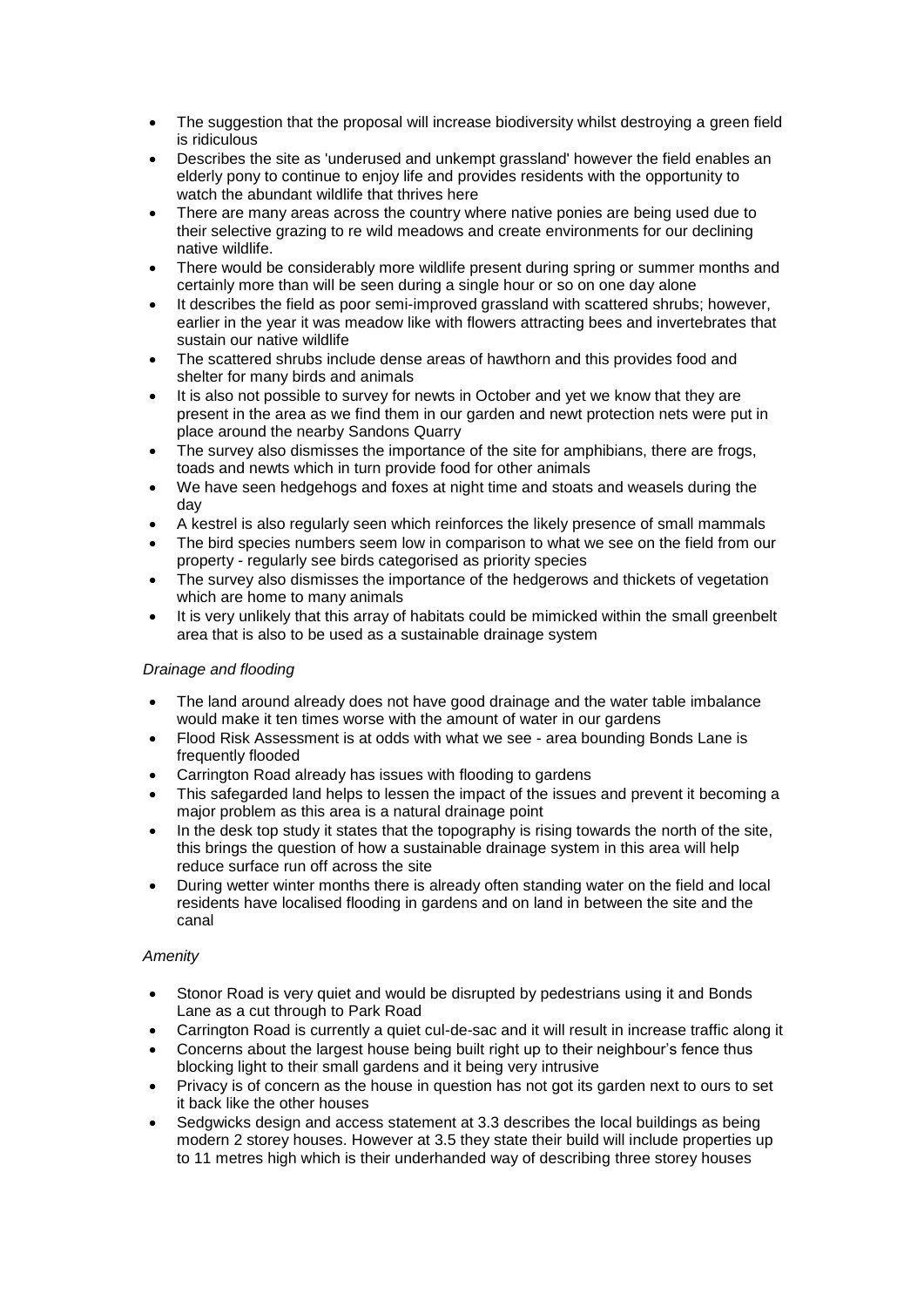- The suggestion that the proposal will increase biodiversity whilst destroying a green field is ridiculous
- Describes the site as 'underused and unkempt grassland' however the field enables an elderly pony to continue to enjoy life and provides residents with the opportunity to watch the abundant wildlife that thrives here
- There are many areas across the country where native ponies are being used due to their selective grazing to re wild meadows and create environments for our declining native wildlife.
- There would be considerably more wildlife present during spring or summer months and certainly more than will be seen during a single hour or so on one day alone
- It describes the field as poor semi-improved grassland with scattered shrubs; however, earlier in the year it was meadow like with flowers attracting bees and invertebrates that sustain our native wildlife
- The scattered shrubs include dense areas of hawthorn and this provides food and shelter for many birds and animals
- It is also not possible to survey for newts in October and yet we know that they are present in the area as we find them in our garden and newt protection nets were put in place around the nearby Sandons Quarry
- The survey also dismisses the importance of the site for amphibians, there are frogs, toads and newts which in turn provide food for other animals
- We have seen hedgehogs and foxes at night time and stoats and weasels during the day
- A kestrel is also regularly seen which reinforces the likely presence of small mammals
- The bird species numbers seem low in comparison to what we see on the field from our property - regularly see birds categorised as priority species
- The survey also dismisses the importance of the hedgerows and thickets of vegetation which are home to many animals
- It is very unlikely that this array of habitats could be mimicked within the small greenbelt area that is also to be used as a sustainable drainage system

*Drainage and flooding*

- The land around already does not have good drainage and the water table imbalance would make it ten times worse with the amount of water in our gardens
- Flood Risk Assessment is at odds with what we see - area bounding Bonds Lane is frequently flooded
- Carrington Road already has issues with flooding to gardens
- This safegarded land helps to lessen the impact of the issues and prevent it becoming a major problem as this area is a natural drainage point
- In the desk top study it states that the topography is rising towards the north of the site, this brings the question of how a sustainable drainage system in this area will help reduce surface run off across the site
- During wetter winter months there is already often standing water on the field and local residents have localised flooding in gardens and on land in between the site and the canal

*Amenity*

- Stonor Road is very quiet and would be disrupted by pedestrians using it and Bonds Lane as a cut through to Park Road
- Carrington Road is currently a quiet cul-de-sac and it will result in increase traffic along it
- Concerns about the largest house being built right up to their neighbour's fence thus blocking light to their small gardens and it being very intrusive
- Privacy is of concern as the house in question has not got its garden next to ours to set it back like the other houses
- Sedgwicks design and access statement at 3.3 describes the local buildings as being modern 2 storey houses. However at 3.5 they state their build will include properties up to 11 metres high which is their underhanded way of describing three storey houses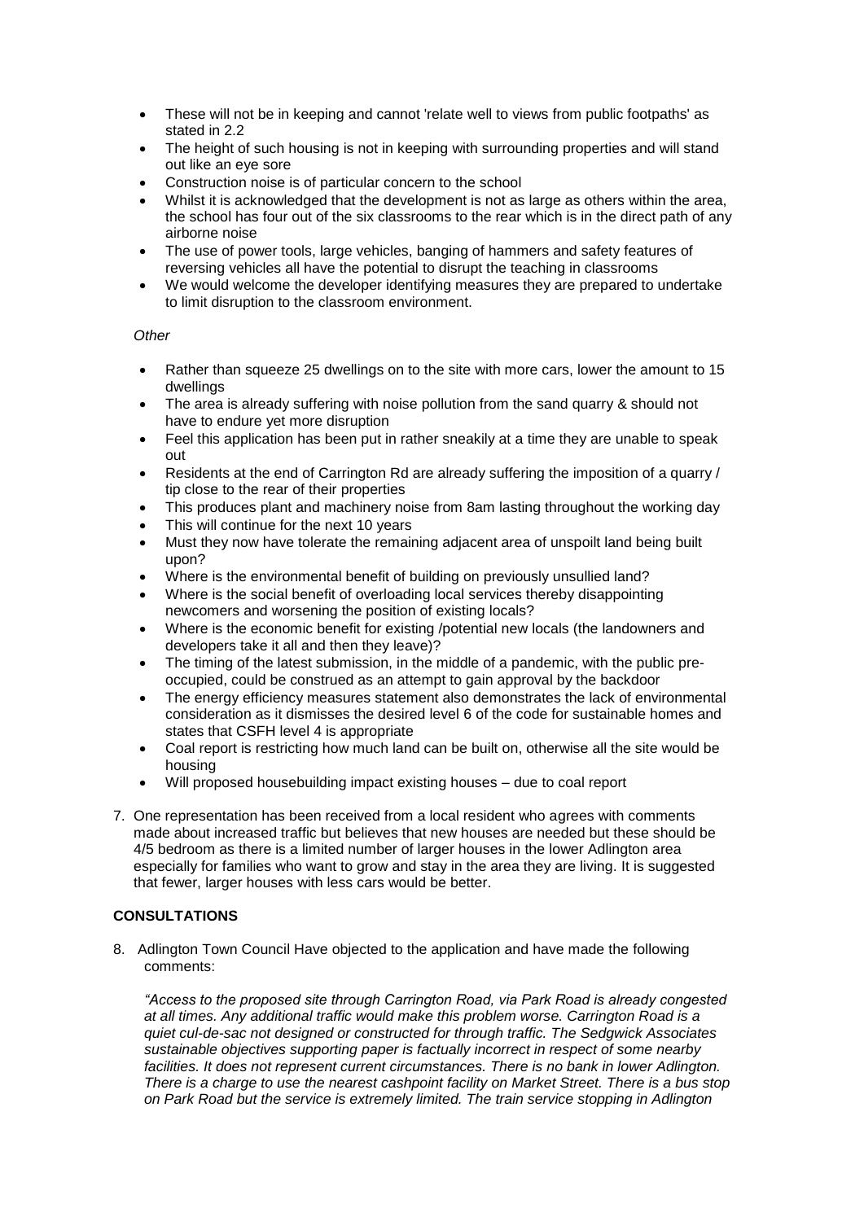- These will not be in keeping and cannot 'relate well to views from public footpaths' as stated in 2.2
- The height of such housing is not in keeping with surrounding properties and will stand out like an eye sore
- Construction noise is of particular concern to the school
- Whilst it is acknowledged that the development is not as large as others within the area, the school has four out of the six classrooms to the rear which is in the direct path of any airborne noise
- The use of power tools, large vehicles, banging of hammers and safety features of reversing vehicles all have the potential to disrupt the teaching in classrooms
- We would welcome the developer identifying measures they are prepared to undertake to limit disruption to the classroom environment.

*Other*

- Rather than squeeze 25 dwellings on to the site with more cars, lower the amount to 15 dwellings
- The area is already suffering with noise pollution from the sand quarry & should not have to endure yet more disruption
- Feel this application has been put in rather sneakily at a time they are unable to speak out
- Residents at the end of Carrington Rd are already suffering the imposition of a quarry / tip close to the rear of their properties
- This produces plant and machinery noise from 8am lasting throughout the working day
- This will continue for the next 10 years
- Must they now have tolerate the remaining adjacent area of unspoilt land being built upon?
- Where is the environmental benefit of building on previously unsullied land?
- Where is the social benefit of overloading local services thereby disappointing newcomers and worsening the position of existing locals?
- Where is the economic benefit for existing /potential new locals (the landowners and developers take it all and then they leave)?
- The timing of the latest submission, in the middle of a pandemic, with the public pre-occupied, could be construed as an attempt to gain approval by the backdoor
- The energy efficiency measures statement also demonstrates the lack of environmental consideration as it dismisses the desired level 6 of the code for sustainable homes and states that CSFH level 4 is appropriate
- Coal report is restricting how much land can be built on, otherwise all the site would be housing
- Will proposed housebuilding impact existing houses – due to coal report

7. One representation has been received from a local resident who agrees with comments made about increased traffic but believes that new houses are needed but these should be 4/5 bedroom as there is a limited number of larger houses in the lower Adlington area especially for families who want to grow and stay in the area they are living. It is suggested that fewer, larger houses with less cars would be better.

**CONSULTATIONS**

8. Adlington Town Council Have objected to the application and have made the following comments:

   *"Access to the proposed site through Carrington Road, via Park Road is already congested at all times. Any additional traffic would make this problem worse. Carrington Road is a quiet cul-de-sac not designed or constructed for through traffic. The Sedgwick Associates sustainable objectives supporting paper is factually incorrect in respect of some nearby facilities. It does not represent current circumstances. There is no bank in lower Adlington. There is a charge to use the nearest cashpoint facility on Market Street. There is a bus stop on Park Road but the service is extremely limited. The train service stopping in Adlington*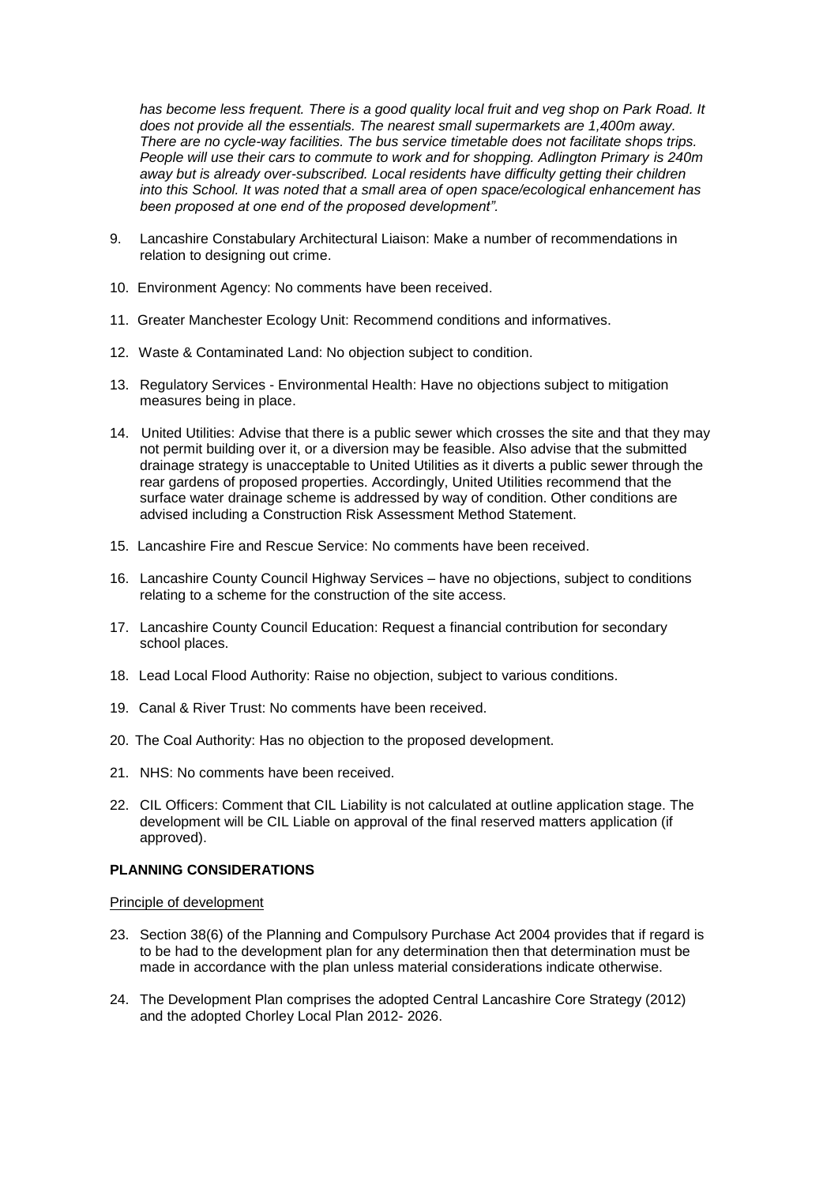*has become less frequent. There is a good quality local fruit and veg shop on Park Road. It does not provide all the essentials. The nearest small supermarkets are 1,400m away. There are no cycle-way facilities. The bus service timetable does not facilitate shops trips. People will use their cars to commute to work and for shopping. Adlington Primary is 240m away but is already over-subscribed. Local residents have difficulty getting their children into this School. It was noted that a small area of open space/ecological enhancement has been proposed at one end of the proposed development".*

9. Lancashire Constabulary Architectural Liaison: Make a number of recommendations in relation to designing out crime.

10. Environment Agency: No comments have been received.

11. Greater Manchester Ecology Unit: Recommend conditions and informatives.

12. Waste & Contaminated Land: No objection subject to condition.

13. Regulatory Services - Environmental Health: Have no objections subject to mitigation measures being in place.

14. United Utilities: Advise that there is a public sewer which crosses the site and that they may not permit building over it, or a diversion may be feasible. Also advise that the submitted drainage strategy is unacceptable to United Utilities as it diverts a public sewer through the rear gardens of proposed properties. Accordingly, United Utilities recommend that the surface water drainage scheme is addressed by way of condition. Other conditions are advised including a Construction Risk Assessment Method Statement.

15. Lancashire Fire and Rescue Service: No comments have been received.

16. Lancashire County Council Highway Services – have no objections, subject to conditions relating to a scheme for the construction of the site access.

17. Lancashire County Council Education: Request a financial contribution for secondary school places.

18. Lead Local Flood Authority: Raise no objection, subject to various conditions.

19. Canal & River Trust: No comments have been received.

20. The Coal Authority: Has no objection to the proposed development.

21. NHS: No comments have been received.

22. CIL Officers: Comment that CIL Liability is not calculated at outline application stage. The development will be CIL Liable on approval of the final reserved matters application (if approved).

## PLANNING CONSIDERATIONS

Principle of development

23. Section 38(6) of the Planning and Compulsory Purchase Act 2004 provides that if regard is to be had to the development plan for any determination then that determination must be made in accordance with the plan unless material considerations indicate otherwise.

24. The Development Plan comprises the adopted Central Lancashire Core Strategy (2012) and the adopted Chorley Local Plan 2012- 2026.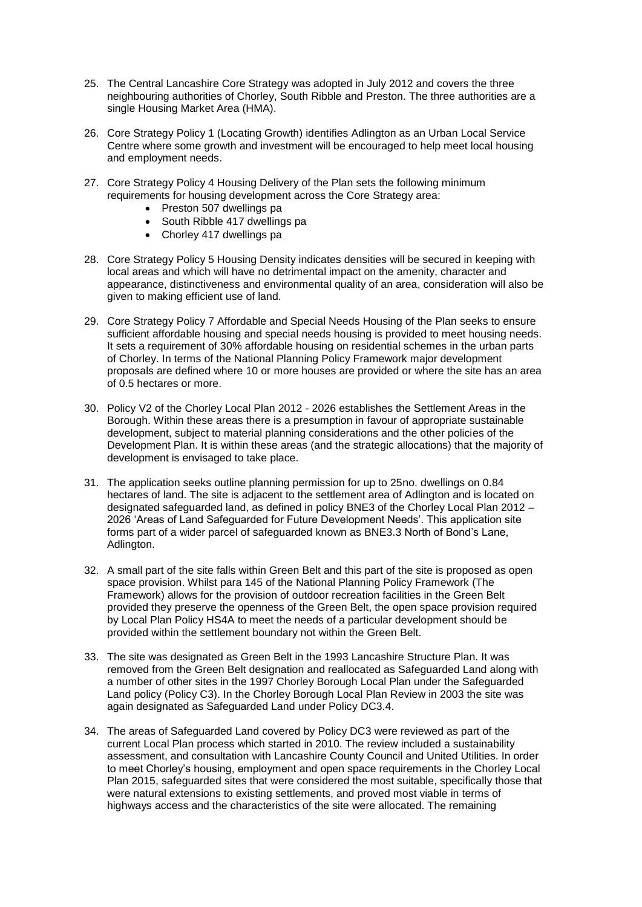25. The Central Lancashire Core Strategy was adopted in July 2012 and covers the three neighbouring authorities of Chorley, South Ribble and Preston. The three authorities are a single Housing Market Area (HMA).

26. Core Strategy Policy 1 (Locating Growth) identifies Adlington as an Urban Local Service Centre where some growth and investment will be encouraged to help meet local housing and employment needs.

27. Core Strategy Policy 4 Housing Delivery of the Plan sets the following minimum requirements for housing development across the Core Strategy area:
    - Preston 507 dwellings pa
    - South Ribble 417 dwellings pa
    - Chorley 417 dwellings pa

28. Core Strategy Policy 5 Housing Density indicates densities will be secured in keeping with local areas and which will have no detrimental impact on the amenity, character and appearance, distinctiveness and environmental quality of an area, consideration will also be given to making efficient use of land.

29. Core Strategy Policy 7 Affordable and Special Needs Housing of the Plan seeks to ensure sufficient affordable housing and special needs housing is provided to meet housing needs. It sets a requirement of 30% affordable housing on residential schemes in the urban parts of Chorley. In terms of the National Planning Policy Framework major development proposals are defined where 10 or more houses are provided or where the site has an area of 0.5 hectares or more.

30. Policy V2 of the Chorley Local Plan 2012 - 2026 establishes the Settlement Areas in the Borough. Within these areas there is a presumption in favour of appropriate sustainable development, subject to material planning considerations and the other policies of the Development Plan. It is within these areas (and the strategic allocations) that the majority of development is envisaged to take place.

31. The application seeks outline planning permission for up to 25no. dwellings on 0.84 hectares of land. The site is adjacent to the settlement area of Adlington and is located on designated safeguarded land, as defined in policy BNE3 of the Chorley Local Plan 2012 – 2026 'Areas of Land Safeguarded for Future Development Needs'. This application site forms part of a wider parcel of safeguarded known as BNE3.3 North of Bond's Lane, Adlington.

32. A small part of the site falls within Green Belt and this part of the site is proposed as open space provision. Whilst para 145 of the National Planning Policy Framework (The Framework) allows for the provision of outdoor recreation facilities in the Green Belt provided they preserve the openness of the Green Belt, the open space provision required by Local Plan Policy HS4A to meet the needs of a particular development should be provided within the settlement boundary not within the Green Belt.

33. The site was designated as Green Belt in the 1993 Lancashire Structure Plan. It was removed from the Green Belt designation and reallocated as Safeguarded Land along with a number of other sites in the 1997 Chorley Borough Local Plan under the Safeguarded Land policy (Policy C3). In the Chorley Borough Local Plan Review in 2003 the site was again designated as Safeguarded Land under Policy DC3.4.

34. The areas of Safeguarded Land covered by Policy DC3 were reviewed as part of the current Local Plan process which started in 2010. The review included a sustainability assessment, and consultation with Lancashire County Council and United Utilities. In order to meet Chorley's housing, employment and open space requirements in the Chorley Local Plan 2015, safeguarded sites that were considered the most suitable, specifically those that were natural extensions to existing settlements, and proved most viable in terms of highways access and the characteristics of the site were allocated. The remaining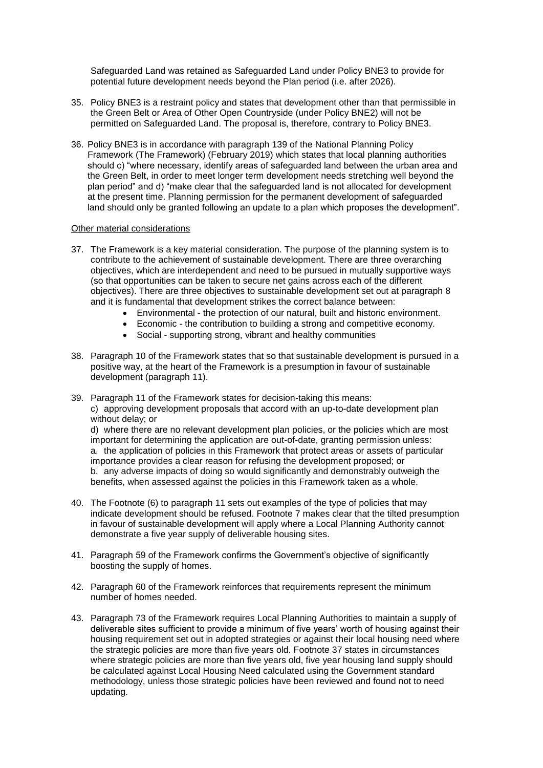Safeguarded Land was retained as Safeguarded Land under Policy BNE3 to provide for potential future development needs beyond the Plan period (i.e. after 2026).

35. Policy BNE3 is a restraint policy and states that development other than that permissible in the Green Belt or Area of Other Open Countryside (under Policy BNE2) will not be permitted on Safeguarded Land. The proposal is, therefore, contrary to Policy BNE3.

36. Policy BNE3 is in accordance with paragraph 139 of the National Planning Policy Framework (The Framework) (February 2019) which states that local planning authorities should c) "where necessary, identify areas of safeguarded land between the urban area and the Green Belt, in order to meet longer term development needs stretching well beyond the plan period" and d) "make clear that the safeguarded land is not allocated for development at the present time. Planning permission for the permanent development of safeguarded land should only be granted following an update to a plan which proposes the development".

<u>Other material considerations</u>

37. The Framework is a key material consideration. The purpose of the planning system is to contribute to the achievement of sustainable development. There are three overarching objectives, which are interdependent and need to be pursued in mutually supportive ways (so that opportunities can be taken to secure net gains across each of the different objectives). There are three objectives to sustainable development set out at paragraph 8 and it is fundamental that development strikes the correct balance between:
    - Environmental - the protection of our natural, built and historic environment.
    - Economic - the contribution to building a strong and competitive economy.
    - Social - supporting strong, vibrant and healthy communities

38. Paragraph 10 of the Framework states that so that sustainable development is pursued in a positive way, at the heart of the Framework is a presumption in favour of sustainable development (paragraph 11).

39. Paragraph 11 of the Framework states for decision-taking this means:
    c) approving development proposals that accord with an up-to-date development plan without delay; or
    d) where there are no relevant development plan policies, or the policies which are most important for determining the application are out-of-date, granting permission unless:
    a. the application of policies in this Framework that protect areas or assets of particular importance provides a clear reason for refusing the development proposed; or
    b. any adverse impacts of doing so would significantly and demonstrably outweigh the benefits, when assessed against the policies in this Framework taken as a whole.

40. The Footnote (6) to paragraph 11 sets out examples of the type of policies that may indicate development should be refused. Footnote 7 makes clear that the tilted presumption in favour of sustainable development will apply where a Local Planning Authority cannot demonstrate a five year supply of deliverable housing sites.

41. Paragraph 59 of the Framework confirms the Government's objective of significantly boosting the supply of homes.

42. Paragraph 60 of the Framework reinforces that requirements represent the minimum number of homes needed.

43. Paragraph 73 of the Framework requires Local Planning Authorities to maintain a supply of deliverable sites sufficient to provide a minimum of five years' worth of housing against their housing requirement set out in adopted strategies or against their local housing need where the strategic policies are more than five years old. Footnote 37 states in circumstances where strategic policies are more than five years old, five year housing land supply should be calculated against Local Housing Need calculated using the Government standard methodology, unless those strategic policies have been reviewed and found not to need updating.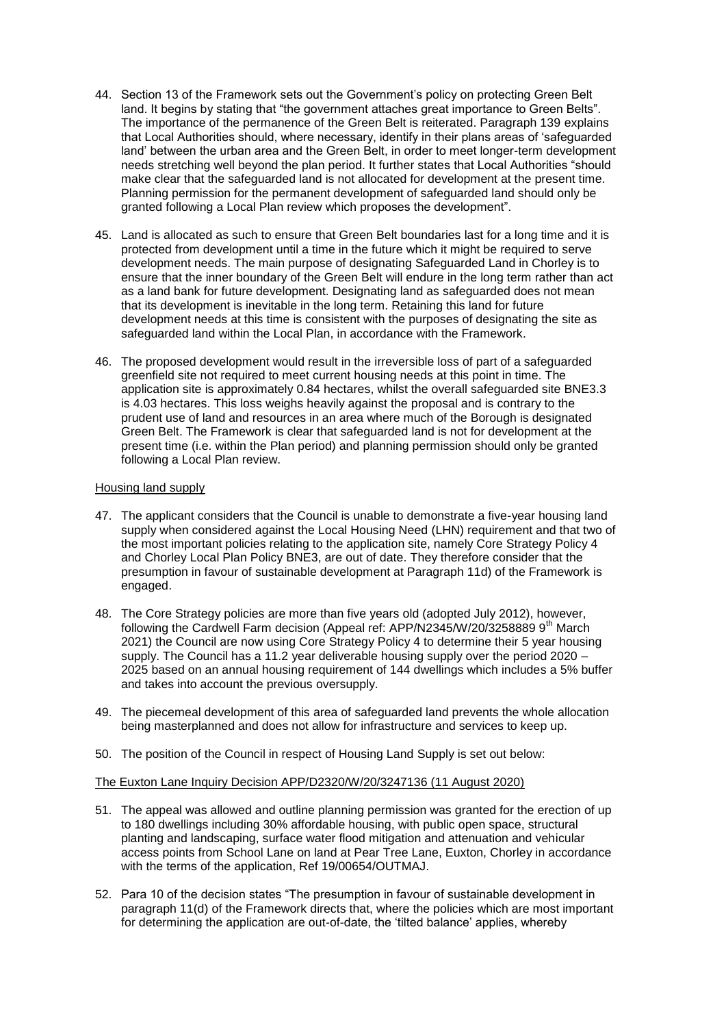44. Section 13 of the Framework sets out the Government's policy on protecting Green Belt land. It begins by stating that "the government attaches great importance to Green Belts". The importance of the permanence of the Green Belt is reiterated. Paragraph 139 explains that Local Authorities should, where necessary, identify in their plans areas of 'safeguarded land' between the urban area and the Green Belt, in order to meet longer-term development needs stretching well beyond the plan period. It further states that Local Authorities "should make clear that the safeguarded land is not allocated for development at the present time. Planning permission for the permanent development of safeguarded land should only be granted following a Local Plan review which proposes the development".

45. Land is allocated as such to ensure that Green Belt boundaries last for a long time and it is protected from development until a time in the future which it might be required to serve development needs. The main purpose of designating Safeguarded Land in Chorley is to ensure that the inner boundary of the Green Belt will endure in the long term rather than act as a land bank for future development. Designating land as safeguarded does not mean that its development is inevitable in the long term. Retaining this land for future development needs at this time is consistent with the purposes of designating the site as safeguarded land within the Local Plan, in accordance with the Framework.

46. The proposed development would result in the irreversible loss of part of a safeguarded greenfield site not required to meet current housing needs at this point in time. The application site is approximately 0.84 hectares, whilst the overall safeguarded site BNE3.3 is 4.03 hectares. This loss weighs heavily against the proposal and is contrary to the prudent use of land and resources in an area where much of the Borough is designated Green Belt. The Framework is clear that safeguarded land is not for development at the present time (i.e. within the Plan period) and planning permission should only be granted following a Local Plan review.

<u>Housing land supply</u>

47. The applicant considers that the Council is unable to demonstrate a five-year housing land supply when considered against the Local Housing Need (LHN) requirement and that two of the most important policies relating to the application site, namely Core Strategy Policy 4 and Chorley Local Plan Policy BNE3, are out of date. They therefore consider that the presumption in favour of sustainable development at Paragraph 11d) of the Framework is engaged.

48. The Core Strategy policies are more than five years old (adopted July 2012), however, following the Cardwell Farm decision (Appeal ref: APP/N2345/W/20/3258889 9th March 2021) the Council are now using Core Strategy Policy 4 to determine their 5 year housing supply. The Council has a 11.2 year deliverable housing supply over the period 2020 – 2025 based on an annual housing requirement of 144 dwellings which includes a 5% buffer and takes into account the previous oversupply.

49. The piecemeal development of this area of safeguarded land prevents the whole allocation being masterplanned and does not allow for infrastructure and services to keep up.

50. The position of the Council in respect of Housing Land Supply is set out below:

<u>The Euxton Lane Inquiry Decision APP/D2320/W/20/3247136 (11 August 2020)</u>

51. The appeal was allowed and outline planning permission was granted for the erection of up to 180 dwellings including 30% affordable housing, with public open space, structural planting and landscaping, surface water flood mitigation and attenuation and vehicular access points from School Lane on land at Pear Tree Lane, Euxton, Chorley in accordance with the terms of the application, Ref 19/00654/OUTMAJ.

52. Para 10 of the decision states "The presumption in favour of sustainable development in paragraph 11(d) of the Framework directs that, where the policies which are most important for determining the application are out-of-date, the 'tilted balance' applies, whereby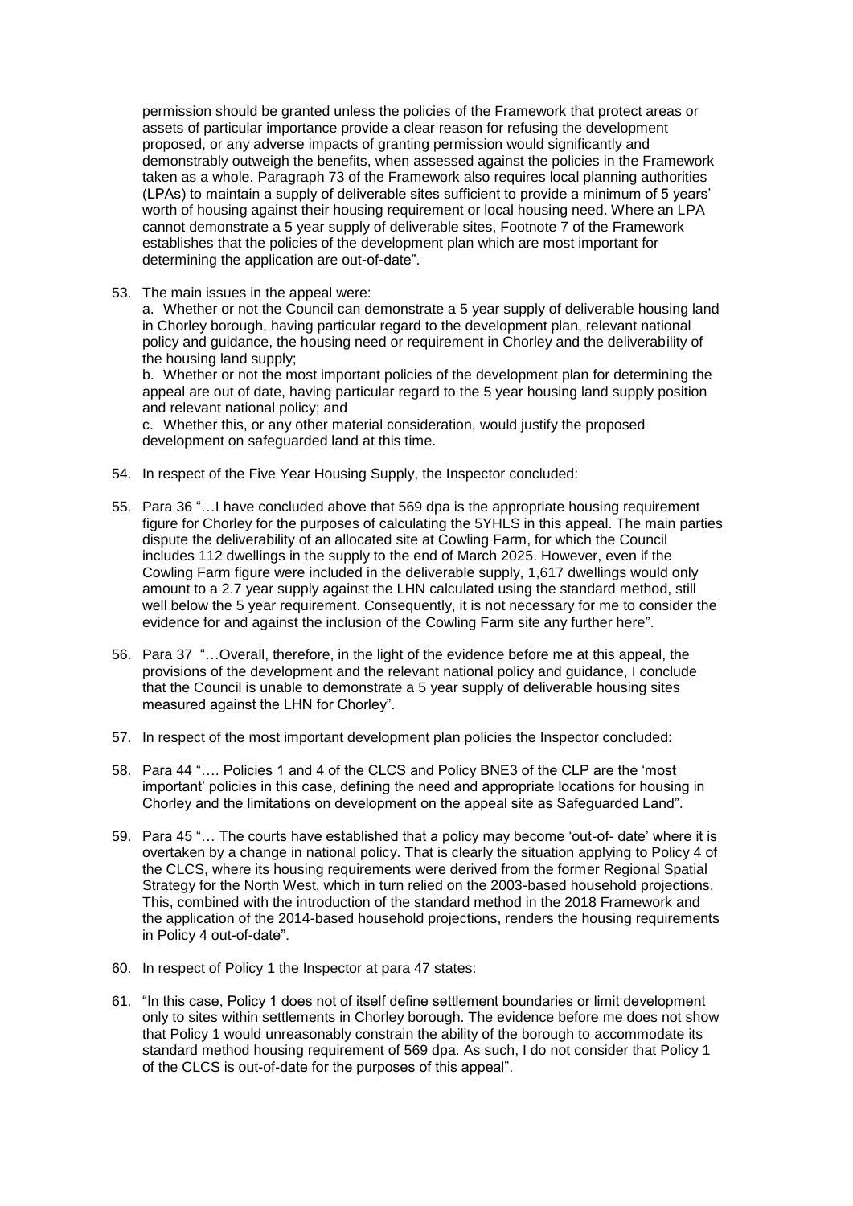permission should be granted unless the policies of the Framework that protect areas or assets of particular importance provide a clear reason for refusing the development proposed, or any adverse impacts of granting permission would significantly and demonstrably outweigh the benefits, when assessed against the policies in the Framework taken as a whole. Paragraph 73 of the Framework also requires local planning authorities (LPAs) to maintain a supply of deliverable sites sufficient to provide a minimum of 5 years' worth of housing against their housing requirement or local housing need. Where an LPA cannot demonstrate a 5 year supply of deliverable sites, Footnote 7 of the Framework establishes that the policies of the development plan which are most important for determining the application are out-of-date".

53. The main issues in the appeal were:

    a. Whether or not the Council can demonstrate a 5 year supply of deliverable housing land in Chorley borough, having particular regard to the development plan, relevant national policy and guidance, the housing need or requirement in Chorley and the deliverability of the housing land supply;

    b. Whether or not the most important policies of the development plan for determining the appeal are out of date, having particular regard to the 5 year housing land supply position and relevant national policy; and

    c. Whether this, or any other material consideration, would justify the proposed development on safeguarded land at this time.

54. In respect of the Five Year Housing Supply, the Inspector concluded:

55. Para 36 "…I have concluded above that 569 dpa is the appropriate housing requirement figure for Chorley for the purposes of calculating the 5YHLS in this appeal. The main parties dispute the deliverability of an allocated site at Cowling Farm, for which the Council includes 112 dwellings in the supply to the end of March 2025. However, even if the Cowling Farm figure were included in the deliverable supply, 1,617 dwellings would only amount to a 2.7 year supply against the LHN calculated using the standard method, still well below the 5 year requirement. Consequently, it is not necessary for me to consider the evidence for and against the inclusion of the Cowling Farm site any further here".

56. Para 37 "…Overall, therefore, in the light of the evidence before me at this appeal, the provisions of the development and the relevant national policy and guidance, I conclude that the Council is unable to demonstrate a 5 year supply of deliverable housing sites measured against the LHN for Chorley".

57. In respect of the most important development plan policies the Inspector concluded:

58. Para 44 "…. Policies 1 and 4 of the CLCS and Policy BNE3 of the CLP are the 'most important' policies in this case, defining the need and appropriate locations for housing in Chorley and the limitations on development on the appeal site as Safeguarded Land".

59. Para 45 "… The courts have established that a policy may become 'out-of- date' where it is overtaken by a change in national policy. That is clearly the situation applying to Policy 4 of the CLCS, where its housing requirements were derived from the former Regional Spatial Strategy for the North West, which in turn relied on the 2003-based household projections. This, combined with the introduction of the standard method in the 2018 Framework and the application of the 2014-based household projections, renders the housing requirements in Policy 4 out-of-date".

60. In respect of Policy 1 the Inspector at para 47 states:

61. "In this case, Policy 1 does not of itself define settlement boundaries or limit development only to sites within settlements in Chorley borough. The evidence before me does not show that Policy 1 would unreasonably constrain the ability of the borough to accommodate its standard method housing requirement of 569 dpa. As such, I do not consider that Policy 1 of the CLCS is out-of-date for the purposes of this appeal".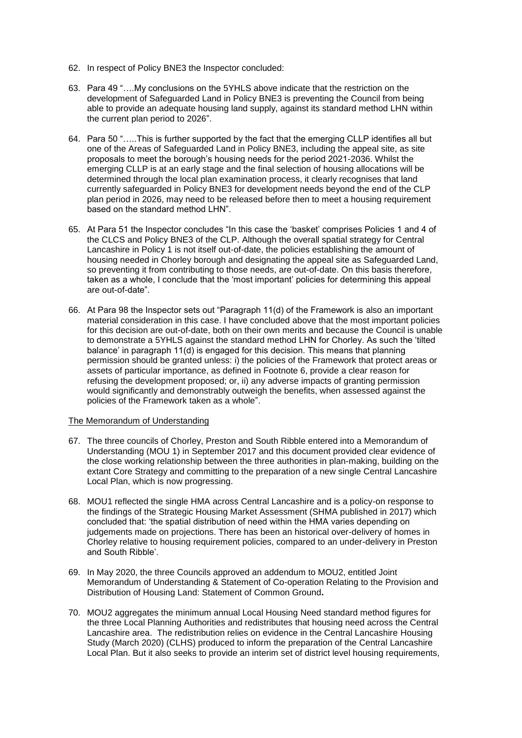62. In respect of Policy BNE3 the Inspector concluded:

63. Para 49 "….My conclusions on the 5YHLS above indicate that the restriction on the development of Safeguarded Land in Policy BNE3 is preventing the Council from being able to provide an adequate housing land supply, against its standard method LHN within the current plan period to 2026".

64. Para 50 "…..This is further supported by the fact that the emerging CLLP identifies all but one of the Areas of Safeguarded Land in Policy BNE3, including the appeal site, as site proposals to meet the borough's housing needs for the period 2021-2036. Whilst the emerging CLLP is at an early stage and the final selection of housing allocations will be determined through the local plan examination process, it clearly recognises that land currently safeguarded in Policy BNE3 for development needs beyond the end of the CLP plan period in 2026, may need to be released before then to meet a housing requirement based on the standard method LHN".

65. At Para 51 the Inspector concludes "In this case the 'basket' comprises Policies 1 and 4 of the CLCS and Policy BNE3 of the CLP. Although the overall spatial strategy for Central Lancashire in Policy 1 is not itself out-of-date, the policies establishing the amount of housing needed in Chorley borough and designating the appeal site as Safeguarded Land, so preventing it from contributing to those needs, are out-of-date. On this basis therefore, taken as a whole, I conclude that the 'most important' policies for determining this appeal are out-of-date".

66. At Para 98 the Inspector sets out "Paragraph 11(d) of the Framework is also an important material consideration in this case. I have concluded above that the most important policies for this decision are out-of-date, both on their own merits and because the Council is unable to demonstrate a 5YHLS against the standard method LHN for Chorley. As such the 'tilted balance' in paragraph 11(d) is engaged for this decision. This means that planning permission should be granted unless: i) the policies of the Framework that protect areas or assets of particular importance, as defined in Footnote 6, provide a clear reason for refusing the development proposed; or, ii) any adverse impacts of granting permission would significantly and demonstrably outweigh the benefits, when assessed against the policies of the Framework taken as a whole".

<u>The Memorandum of Understanding</u>

67. The three councils of Chorley, Preston and South Ribble entered into a Memorandum of Understanding (MOU 1) in September 2017 and this document provided clear evidence of the close working relationship between the three authorities in plan-making, building on the extant Core Strategy and committing to the preparation of a new single Central Lancashire Local Plan, which is now progressing.

68. MOU1 reflected the single HMA across Central Lancashire and is a policy-on response to the findings of the Strategic Housing Market Assessment (SHMA published in 2017) which concluded that: 'the spatial distribution of need within the HMA varies depending on judgements made on projections. There has been an historical over-delivery of homes in Chorley relative to housing requirement policies, compared to an under-delivery in Preston and South Ribble'.

69. In May 2020, the three Councils approved an addendum to MOU2, entitled Joint Memorandum of Understanding & Statement of Co-operation Relating to the Provision and Distribution of Housing Land: Statement of Common Ground**.**

70. MOU2 aggregates the minimum annual Local Housing Need standard method figures for the three Local Planning Authorities and redistributes that housing need across the Central Lancashire area. The redistribution relies on evidence in the Central Lancashire Housing Study (March 2020) (CLHS) produced to inform the preparation of the Central Lancashire Local Plan. But it also seeks to provide an interim set of district level housing requirements,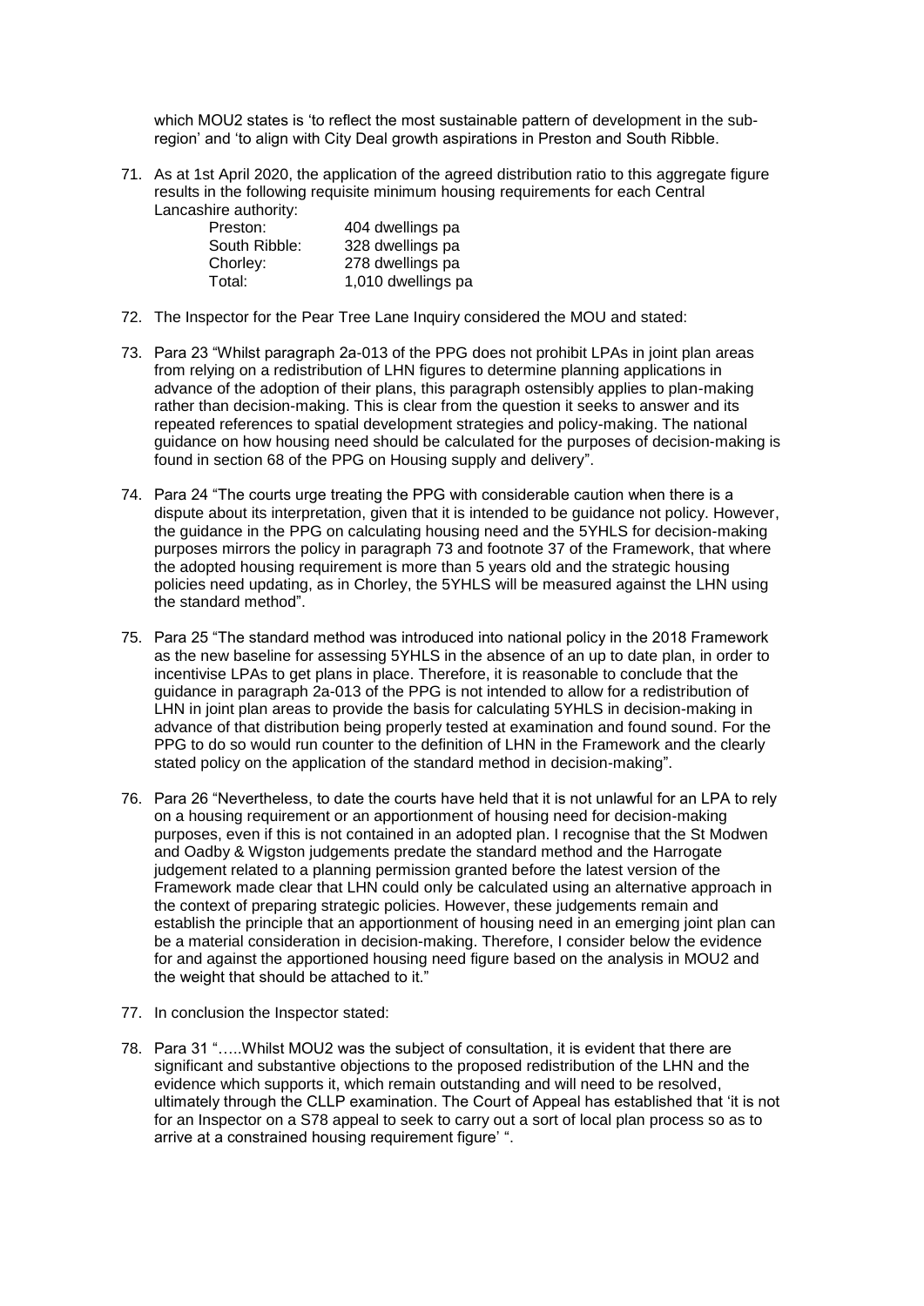which MOU2 states is 'to reflect the most sustainable pattern of development in the sub-region' and 'to align with City Deal growth aspirations in Preston and South Ribble.

71. As at 1st April 2020, the application of the agreed distribution ratio to this aggregate figure results in the following requisite minimum housing requirements for each Central Lancashire authority:

| | |
|---|---|
| Preston: | 404 dwellings pa |
| South Ribble: | 328 dwellings pa |
| Chorley: | 278 dwellings pa |
| Total: | 1,010 dwellings pa |

72. The Inspector for the Pear Tree Lane Inquiry considered the MOU and stated:

73. Para 23 "Whilst paragraph 2a-013 of the PPG does not prohibit LPAs in joint plan areas from relying on a redistribution of LHN figures to determine planning applications in advance of the adoption of their plans, this paragraph ostensibly applies to plan-making rather than decision-making. This is clear from the question it seeks to answer and its repeated references to spatial development strategies and policy-making. The national guidance on how housing need should be calculated for the purposes of decision-making is found in section 68 of the PPG on Housing supply and delivery".

74. Para 24 "The courts urge treating the PPG with considerable caution when there is a dispute about its interpretation, given that it is intended to be guidance not policy. However, the guidance in the PPG on calculating housing need and the 5YHLS for decision-making purposes mirrors the policy in paragraph 73 and footnote 37 of the Framework, that where the adopted housing requirement is more than 5 years old and the strategic housing policies need updating, as in Chorley, the 5YHLS will be measured against the LHN using the standard method".

75. Para 25 "The standard method was introduced into national policy in the 2018 Framework as the new baseline for assessing 5YHLS in the absence of an up to date plan, in order to incentivise LPAs to get plans in place. Therefore, it is reasonable to conclude that the guidance in paragraph 2a-013 of the PPG is not intended to allow for a redistribution of LHN in joint plan areas to provide the basis for calculating 5YHLS in decision-making in advance of that distribution being properly tested at examination and found sound. For the PPG to do so would run counter to the definition of LHN in the Framework and the clearly stated policy on the application of the standard method in decision-making".

76. Para 26 "Nevertheless, to date the courts have held that it is not unlawful for an LPA to rely on a housing requirement or an apportionment of housing need for decision-making purposes, even if this is not contained in an adopted plan. I recognise that the St Modwen and Oadby & Wigston judgements predate the standard method and the Harrogate judgement related to a planning permission granted before the latest version of the Framework made clear that LHN could only be calculated using an alternative approach in the context of preparing strategic policies. However, these judgements remain and establish the principle that an apportionment of housing need in an emerging joint plan can be a material consideration in decision-making. Therefore, I consider below the evidence for and against the apportioned housing need figure based on the analysis in MOU2 and the weight that should be attached to it."

77. In conclusion the Inspector stated:

78. Para 31 "…..Whilst MOU2 was the subject of consultation, it is evident that there are significant and substantive objections to the proposed redistribution of the LHN and the evidence which supports it, which remain outstanding and will need to be resolved, ultimately through the CLLP examination. The Court of Appeal has established that 'it is not for an Inspector on a S78 appeal to seek to carry out a sort of local plan process so as to arrive at a constrained housing requirement figure' ".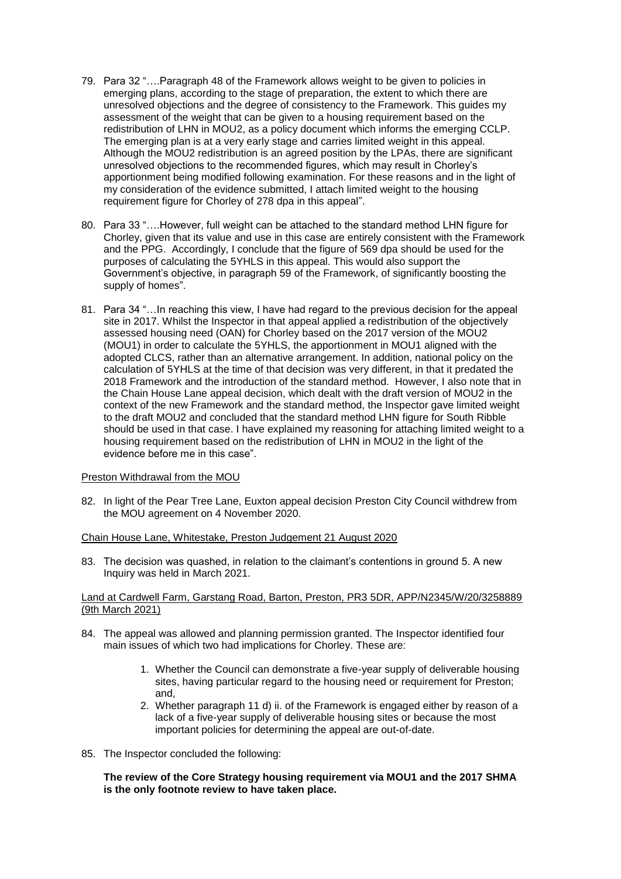79. Para 32 "….Paragraph 48 of the Framework allows weight to be given to policies in emerging plans, according to the stage of preparation, the extent to which there are unresolved objections and the degree of consistency to the Framework. This guides my assessment of the weight that can be given to a housing requirement based on the redistribution of LHN in MOU2, as a policy document which informs the emerging CCLP. The emerging plan is at a very early stage and carries limited weight in this appeal. Although the MOU2 redistribution is an agreed position by the LPAs, there are significant unresolved objections to the recommended figures, which may result in Chorley's apportionment being modified following examination. For these reasons and in the light of my consideration of the evidence submitted, I attach limited weight to the housing requirement figure for Chorley of 278 dpa in this appeal".

80. Para 33 "….However, full weight can be attached to the standard method LHN figure for Chorley, given that its value and use in this case are entirely consistent with the Framework and the PPG. Accordingly, I conclude that the figure of 569 dpa should be used for the purposes of calculating the 5YHLS in this appeal. This would also support the Government's objective, in paragraph 59 of the Framework, of significantly boosting the supply of homes".

81. Para 34 "…In reaching this view, I have had regard to the previous decision for the appeal site in 2017. Whilst the Inspector in that appeal applied a redistribution of the objectively assessed housing need (OAN) for Chorley based on the 2017 version of the MOU2 (MOU1) in order to calculate the 5YHLS, the apportionment in MOU1 aligned with the adopted CLCS, rather than an alternative arrangement. In addition, national policy on the calculation of 5YHLS at the time of that decision was very different, in that it predated the 2018 Framework and the introduction of the standard method. However, I also note that in the Chain House Lane appeal decision, which dealt with the draft version of MOU2 in the context of the new Framework and the standard method, the Inspector gave limited weight to the draft MOU2 and concluded that the standard method LHN figure for South Ribble should be used in that case. I have explained my reasoning for attaching limited weight to a housing requirement based on the redistribution of LHN in MOU2 in the light of the evidence before me in this case".

<u>Preston Withdrawal from the MOU</u>

82. In light of the Pear Tree Lane, Euxton appeal decision Preston City Council withdrew from the MOU agreement on 4 November 2020.

<u>Chain House Lane, Whitestake, Preston Judgement 21 August 2020</u>

83. The decision was quashed, in relation to the claimant's contentions in ground 5. A new Inquiry was held in March 2021.

<u>Land at Cardwell Farm, Garstang Road, Barton, Preston, PR3 5DR, APP/N2345/W/20/3258889 (9th March 2021)</u>

84. The appeal was allowed and planning permission granted. The Inspector identified four main issues of which two had implications for Chorley. These are:

    1. Whether the Council can demonstrate a five-year supply of deliverable housing sites, having particular regard to the housing need or requirement for Preston; and,
    2. Whether paragraph 11 d) ii. of the Framework is engaged either by reason of a lack of a five-year supply of deliverable housing sites or because the most important policies for determining the appeal are out-of-date.

85. The Inspector concluded the following:

**The review of the Core Strategy housing requirement via MOU1 and the 2017 SHMA is the only footnote review to have taken place.**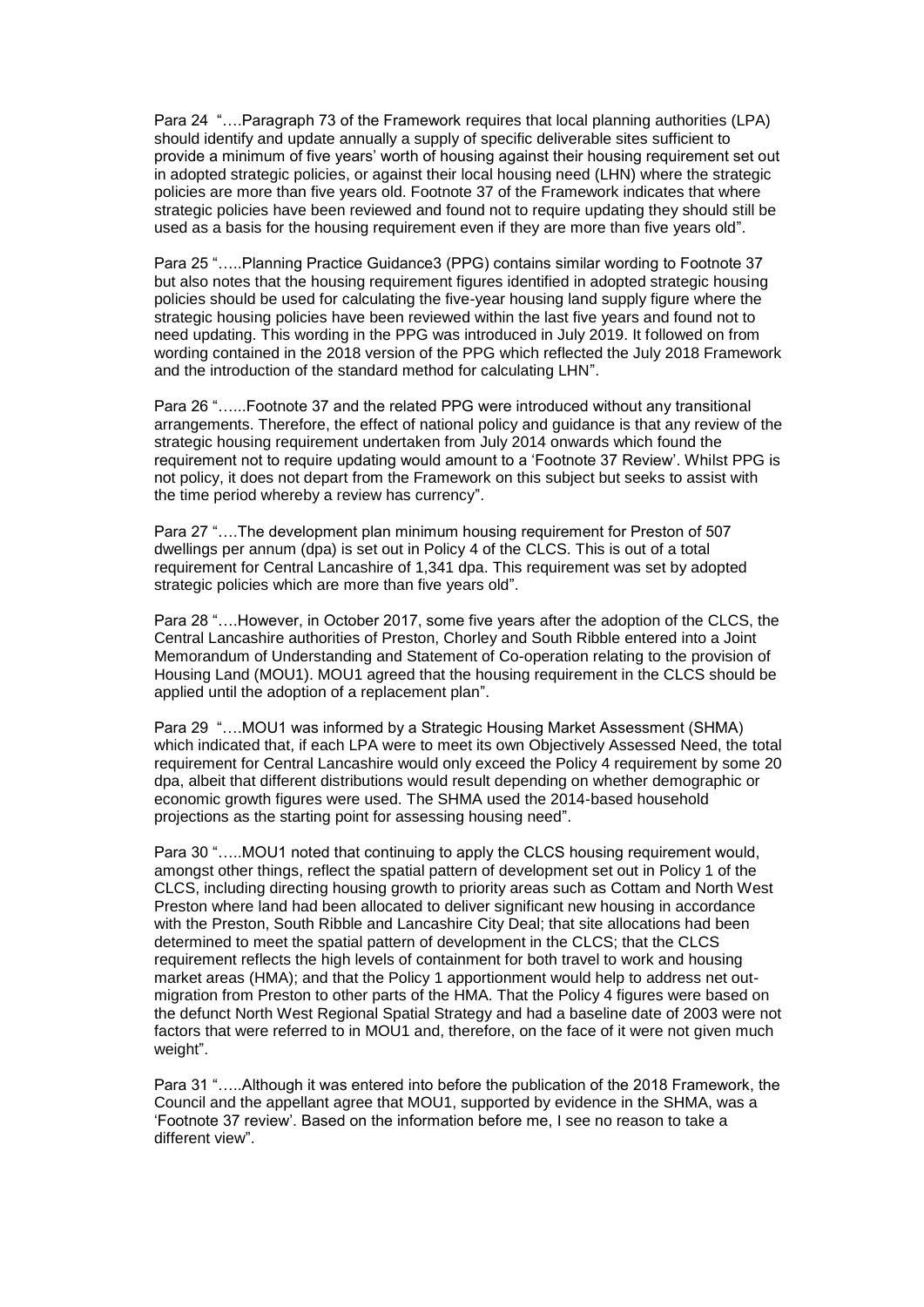Para 24 "….Paragraph 73 of the Framework requires that local planning authorities (LPA) should identify and update annually a supply of specific deliverable sites sufficient to provide a minimum of five years' worth of housing against their housing requirement set out in adopted strategic policies, or against their local housing need (LHN) where the strategic policies are more than five years old. Footnote 37 of the Framework indicates that where strategic policies have been reviewed and found not to require updating they should still be used as a basis for the housing requirement even if they are more than five years old".

Para 25 "…..Planning Practice Guidance3 (PPG) contains similar wording to Footnote 37 but also notes that the housing requirement figures identified in adopted strategic housing policies should be used for calculating the five-year housing land supply figure where the strategic housing policies have been reviewed within the last five years and found not to need updating. This wording in the PPG was introduced in July 2019. It followed on from wording contained in the 2018 version of the PPG which reflected the July 2018 Framework and the introduction of the standard method for calculating LHN".

Para 26 "…...Footnote 37 and the related PPG were introduced without any transitional arrangements. Therefore, the effect of national policy and guidance is that any review of the strategic housing requirement undertaken from July 2014 onwards which found the requirement not to require updating would amount to a 'Footnote 37 Review'. Whilst PPG is not policy, it does not depart from the Framework on this subject but seeks to assist with the time period whereby a review has currency".

Para 27 "….The development plan minimum housing requirement for Preston of 507 dwellings per annum (dpa) is set out in Policy 4 of the CLCS. This is out of a total requirement for Central Lancashire of 1,341 dpa. This requirement was set by adopted strategic policies which are more than five years old".

Para 28 "….However, in October 2017, some five years after the adoption of the CLCS, the Central Lancashire authorities of Preston, Chorley and South Ribble entered into a Joint Memorandum of Understanding and Statement of Co-operation relating to the provision of Housing Land (MOU1). MOU1 agreed that the housing requirement in the CLCS should be applied until the adoption of a replacement plan".

Para 29 "….MOU1 was informed by a Strategic Housing Market Assessment (SHMA) which indicated that, if each LPA were to meet its own Objectively Assessed Need, the total requirement for Central Lancashire would only exceed the Policy 4 requirement by some 20 dpa, albeit that different distributions would result depending on whether demographic or economic growth figures were used. The SHMA used the 2014-based household projections as the starting point for assessing housing need".

Para 30 "…..MOU1 noted that continuing to apply the CLCS housing requirement would, amongst other things, reflect the spatial pattern of development set out in Policy 1 of the CLCS, including directing housing growth to priority areas such as Cottam and North West Preston where land had been allocated to deliver significant new housing in accordance with the Preston, South Ribble and Lancashire City Deal; that site allocations had been determined to meet the spatial pattern of development in the CLCS; that the CLCS requirement reflects the high levels of containment for both travel to work and housing market areas (HMA); and that the Policy 1 apportionment would help to address net out-migration from Preston to other parts of the HMA. That the Policy 4 figures were based on the defunct North West Regional Spatial Strategy and had a baseline date of 2003 were not factors that were referred to in MOU1 and, therefore, on the face of it were not given much weight".

Para 31 "…..Although it was entered into before the publication of the 2018 Framework, the Council and the appellant agree that MOU1, supported by evidence in the SHMA, was a 'Footnote 37 review'. Based on the information before me, I see no reason to take a different view".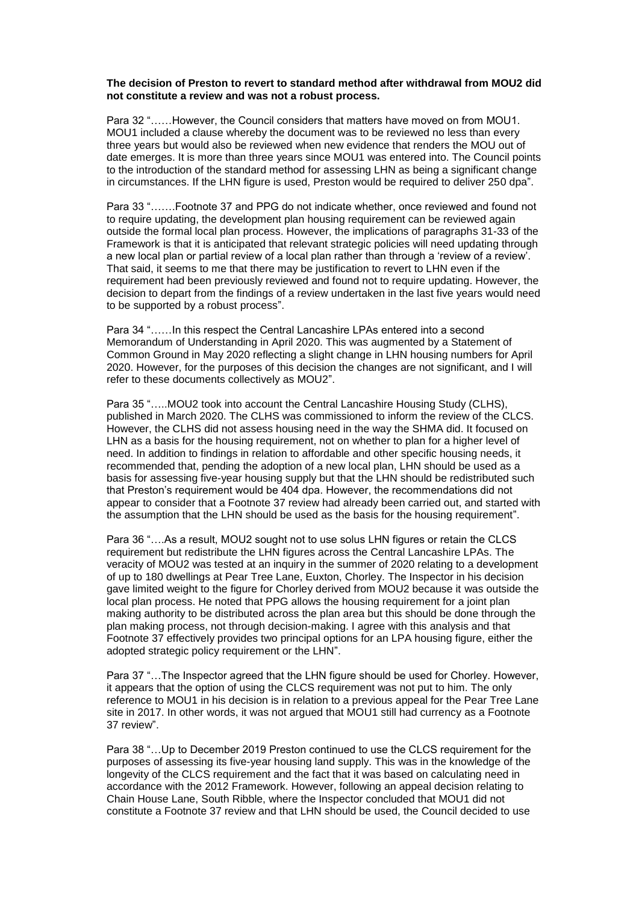**The decision of Preston to revert to standard method after withdrawal from MOU2 did not constitute a review and was not a robust process.**

Para 32 "……However, the Council considers that matters have moved on from MOU1. MOU1 included a clause whereby the document was to be reviewed no less than every three years but would also be reviewed when new evidence that renders the MOU out of date emerges. It is more than three years since MOU1 was entered into. The Council points to the introduction of the standard method for assessing LHN as being a significant change in circumstances. If the LHN figure is used, Preston would be required to deliver 250 dpa".

Para 33 "…….Footnote 37 and PPG do not indicate whether, once reviewed and found not to require updating, the development plan housing requirement can be reviewed again outside the formal local plan process. However, the implications of paragraphs 31-33 of the Framework is that it is anticipated that relevant strategic policies will need updating through a new local plan or partial review of a local plan rather than through a 'review of a review'. That said, it seems to me that there may be justification to revert to LHN even if the requirement had been previously reviewed and found not to require updating. However, the decision to depart from the findings of a review undertaken in the last five years would need to be supported by a robust process".

Para 34 "……In this respect the Central Lancashire LPAs entered into a second Memorandum of Understanding in April 2020. This was augmented by a Statement of Common Ground in May 2020 reflecting a slight change in LHN housing numbers for April 2020. However, for the purposes of this decision the changes are not significant, and I will refer to these documents collectively as MOU2".

Para 35 "…..MOU2 took into account the Central Lancashire Housing Study (CLHS), published in March 2020. The CLHS was commissioned to inform the review of the CLCS. However, the CLHS did not assess housing need in the way the SHMA did. It focused on LHN as a basis for the housing requirement, not on whether to plan for a higher level of need. In addition to findings in relation to affordable and other specific housing needs, it recommended that, pending the adoption of a new local plan, LHN should be used as a basis for assessing five-year housing supply but that the LHN should be redistributed such that Preston's requirement would be 404 dpa. However, the recommendations did not appear to consider that a Footnote 37 review had already been carried out, and started with the assumption that the LHN should be used as the basis for the housing requirement".

Para 36 "….As a result, MOU2 sought not to use solus LHN figures or retain the CLCS requirement but redistribute the LHN figures across the Central Lancashire LPAs. The veracity of MOU2 was tested at an inquiry in the summer of 2020 relating to a development of up to 180 dwellings at Pear Tree Lane, Euxton, Chorley. The Inspector in his decision gave limited weight to the figure for Chorley derived from MOU2 because it was outside the local plan process. He noted that PPG allows the housing requirement for a joint plan making authority to be distributed across the plan area but this should be done through the plan making process, not through decision-making. I agree with this analysis and that Footnote 37 effectively provides two principal options for an LPA housing figure, either the adopted strategic policy requirement or the LHN".

Para 37 "…The Inspector agreed that the LHN figure should be used for Chorley. However, it appears that the option of using the CLCS requirement was not put to him. The only reference to MOU1 in his decision is in relation to a previous appeal for the Pear Tree Lane site in 2017. In other words, it was not argued that MOU1 still had currency as a Footnote 37 review".

Para 38 "…Up to December 2019 Preston continued to use the CLCS requirement for the purposes of assessing its five-year housing land supply. This was in the knowledge of the longevity of the CLCS requirement and the fact that it was based on calculating need in accordance with the 2012 Framework. However, following an appeal decision relating to Chain House Lane, South Ribble, where the Inspector concluded that MOU1 did not constitute a Footnote 37 review and that LHN should be used, the Council decided to use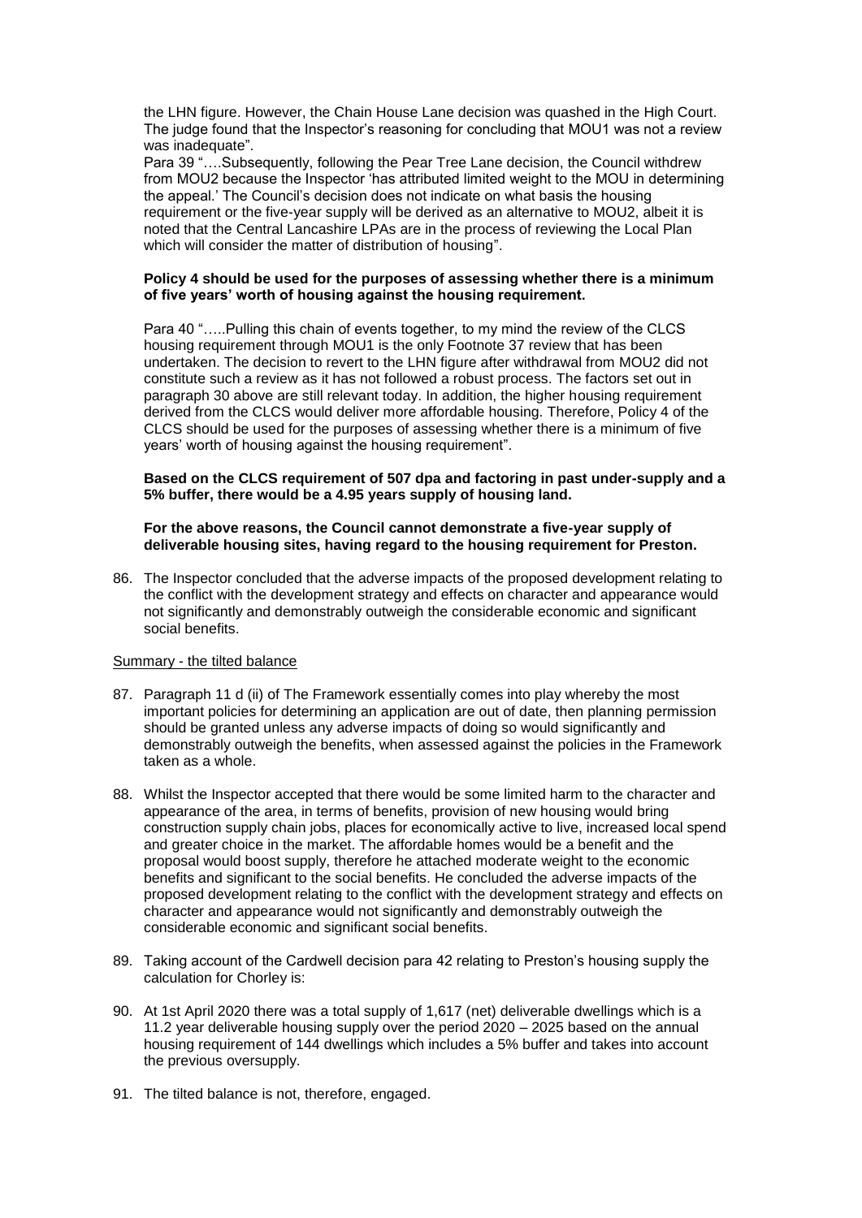the LHN figure. However, the Chain House Lane decision was quashed in the High Court. The judge found that the Inspector's reasoning for concluding that MOU1 was not a review was inadequate".

Para 39 "….Subsequently, following the Pear Tree Lane decision, the Council withdrew from MOU2 because the Inspector 'has attributed limited weight to the MOU in determining the appeal.' The Council's decision does not indicate on what basis the housing requirement or the five-year supply will be derived as an alternative to MOU2, albeit it is noted that the Central Lancashire LPAs are in the process of reviewing the Local Plan which will consider the matter of distribution of housing".

**Policy 4 should be used for the purposes of assessing whether there is a minimum of five years' worth of housing against the housing requirement.**

Para 40 "…..Pulling this chain of events together, to my mind the review of the CLCS housing requirement through MOU1 is the only Footnote 37 review that has been undertaken. The decision to revert to the LHN figure after withdrawal from MOU2 did not constitute such a review as it has not followed a robust process. The factors set out in paragraph 30 above are still relevant today. In addition, the higher housing requirement derived from the CLCS would deliver more affordable housing. Therefore, Policy 4 of the CLCS should be used for the purposes of assessing whether there is a minimum of five years' worth of housing against the housing requirement".

**Based on the CLCS requirement of 507 dpa and factoring in past under-supply and a 5% buffer, there would be a 4.95 years supply of housing land.**

**For the above reasons, the Council cannot demonstrate a five-year supply of deliverable housing sites, having regard to the housing requirement for Preston.**

86. The Inspector concluded that the adverse impacts of the proposed development relating to the conflict with the development strategy and effects on character and appearance would not significantly and demonstrably outweigh the considerable economic and significant social benefits.

Summary - the tilted balance

87. Paragraph 11 d (ii) of The Framework essentially comes into play whereby the most important policies for determining an application are out of date, then planning permission should be granted unless any adverse impacts of doing so would significantly and demonstrably outweigh the benefits, when assessed against the policies in the Framework taken as a whole.

88. Whilst the Inspector accepted that there would be some limited harm to the character and appearance of the area, in terms of benefits, provision of new housing would bring construction supply chain jobs, places for economically active to live, increased local spend and greater choice in the market. The affordable homes would be a benefit and the proposal would boost supply, therefore he attached moderate weight to the economic benefits and significant to the social benefits. He concluded the adverse impacts of the proposed development relating to the conflict with the development strategy and effects on character and appearance would not significantly and demonstrably outweigh the considerable economic and significant social benefits.

89. Taking account of the Cardwell decision para 42 relating to Preston's housing supply the calculation for Chorley is:

90. At 1st April 2020 there was a total supply of 1,617 (net) deliverable dwellings which is a 11.2 year deliverable housing supply over the period 2020 – 2025 based on the annual housing requirement of 144 dwellings which includes a 5% buffer and takes into account the previous oversupply.

91. The tilted balance is not, therefore, engaged.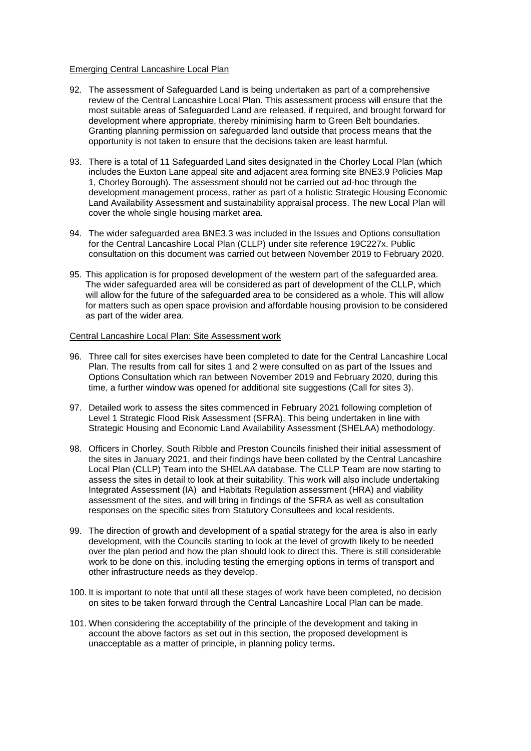Emerging Central Lancashire Local Plan

92. The assessment of Safeguarded Land is being undertaken as part of a comprehensive review of the Central Lancashire Local Plan. This assessment process will ensure that the most suitable areas of Safeguarded Land are released, if required, and brought forward for development where appropriate, thereby minimising harm to Green Belt boundaries. Granting planning permission on safeguarded land outside that process means that the opportunity is not taken to ensure that the decisions taken are least harmful.

93. There is a total of 11 Safeguarded Land sites designated in the Chorley Local Plan (which includes the Euxton Lane appeal site and adjacent area forming site BNE3.9 Policies Map 1, Chorley Borough). The assessment should not be carried out ad-hoc through the development management process, rather as part of a holistic Strategic Housing Economic Land Availability Assessment and sustainability appraisal process. The new Local Plan will cover the whole single housing market area.

94. The wider safeguarded area BNE3.3 was included in the Issues and Options consultation for the Central Lancashire Local Plan (CLLP) under site reference 19C227x. Public consultation on this document was carried out between November 2019 to February 2020.

95. This application is for proposed development of the western part of the safeguarded area. The wider safeguarded area will be considered as part of development of the CLLP, which will allow for the future of the safeguarded area to be considered as a whole. This will allow for matters such as open space provision and affordable housing provision to be considered as part of the wider area.

Central Lancashire Local Plan: Site Assessment work

96. Three call for sites exercises have been completed to date for the Central Lancashire Local Plan. The results from call for sites 1 and 2 were consulted on as part of the Issues and Options Consultation which ran between November 2019 and February 2020, during this time, a further window was opened for additional site suggestions (Call for sites 3).

97. Detailed work to assess the sites commenced in February 2021 following completion of Level 1 Strategic Flood Risk Assessment (SFRA). This being undertaken in line with Strategic Housing and Economic Land Availability Assessment (SHELAA) methodology.

98. Officers in Chorley, South Ribble and Preston Councils finished their initial assessment of the sites in January 2021, and their findings have been collated by the Central Lancashire Local Plan (CLLP) Team into the SHELAA database. The CLLP Team are now starting to assess the sites in detail to look at their suitability. This work will also include undertaking Integrated Assessment (IA) and Habitats Regulation assessment (HRA) and viability assessment of the sites, and will bring in findings of the SFRA as well as consultation responses on the specific sites from Statutory Consultees and local residents.

99. The direction of growth and development of a spatial strategy for the area is also in early development, with the Councils starting to look at the level of growth likely to be needed over the plan period and how the plan should look to direct this. There is still considerable work to be done on this, including testing the emerging options in terms of transport and other infrastructure needs as they develop.

100. It is important to note that until all these stages of work have been completed, no decision on sites to be taken forward through the Central Lancashire Local Plan can be made.

101. When considering the acceptability of the principle of the development and taking in account the above factors as set out in this section, the proposed development is unacceptable as a matter of principle, in planning policy terms.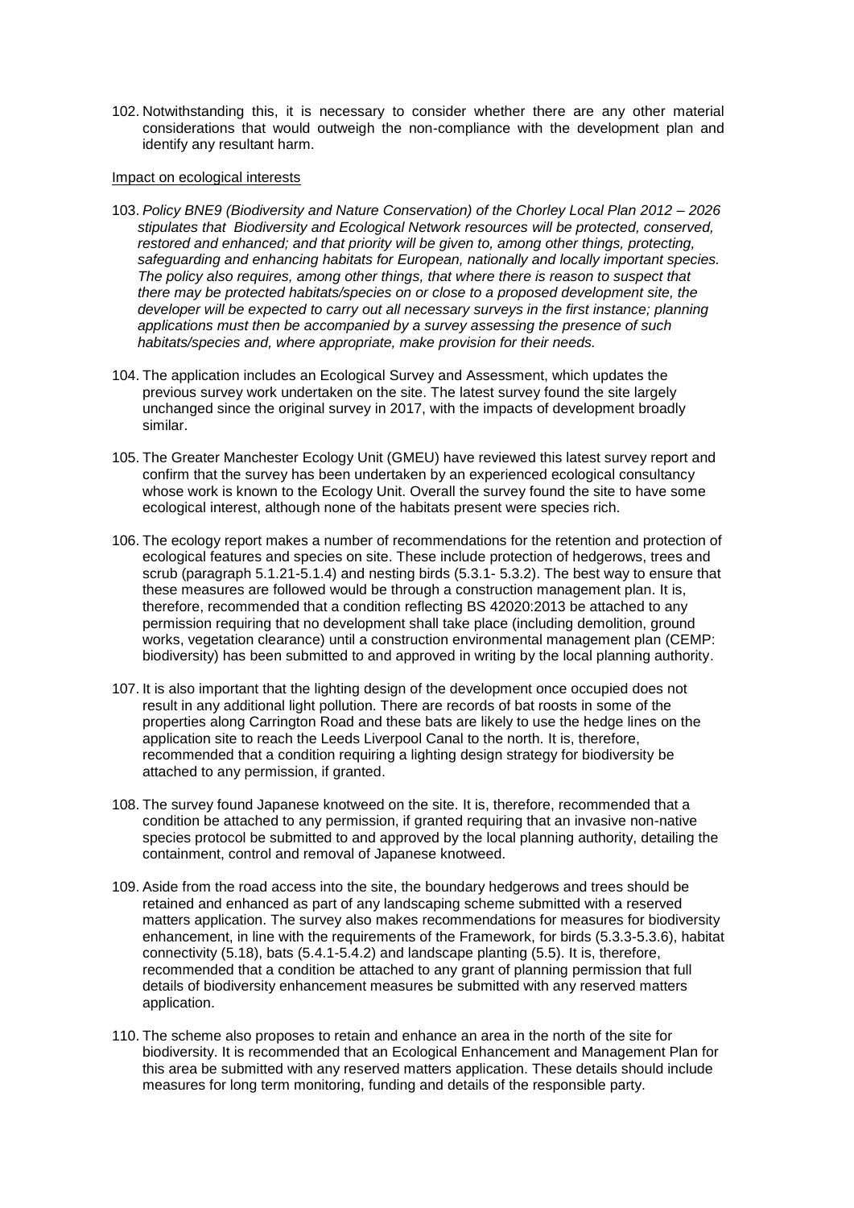102. Notwithstanding this, it is necessary to consider whether there are any other material considerations that would outweigh the non-compliance with the development plan and identify any resultant harm.

Impact on ecological interests

103. *Policy BNE9 (Biodiversity and Nature Conservation) of the Chorley Local Plan 2012 – 2026 stipulates that Biodiversity and Ecological Network resources will be protected, conserved, restored and enhanced; and that priority will be given to, among other things, protecting, safeguarding and enhancing habitats for European, nationally and locally important species. The policy also requires, among other things, that where there is reason to suspect that there may be protected habitats/species on or close to a proposed development site, the developer will be expected to carry out all necessary surveys in the first instance; planning applications must then be accompanied by a survey assessing the presence of such habitats/species and, where appropriate, make provision for their needs.*

104. The application includes an Ecological Survey and Assessment, which updates the previous survey work undertaken on the site. The latest survey found the site largely unchanged since the original survey in 2017, with the impacts of development broadly similar.

105. The Greater Manchester Ecology Unit (GMEU) have reviewed this latest survey report and confirm that the survey has been undertaken by an experienced ecological consultancy whose work is known to the Ecology Unit. Overall the survey found the site to have some ecological interest, although none of the habitats present were species rich.

106. The ecology report makes a number of recommendations for the retention and protection of ecological features and species on site. These include protection of hedgerows, trees and scrub (paragraph 5.1.21-5.1.4) and nesting birds (5.3.1- 5.3.2). The best way to ensure that these measures are followed would be through a construction management plan. It is, therefore, recommended that a condition reflecting BS 42020:2013 be attached to any permission requiring that no development shall take place (including demolition, ground works, vegetation clearance) until a construction environmental management plan (CEMP: biodiversity) has been submitted to and approved in writing by the local planning authority.

107. It is also important that the lighting design of the development once occupied does not result in any additional light pollution. There are records of bat roosts in some of the properties along Carrington Road and these bats are likely to use the hedge lines on the application site to reach the Leeds Liverpool Canal to the north. It is, therefore, recommended that a condition requiring a lighting design strategy for biodiversity be attached to any permission, if granted.

108. The survey found Japanese knotweed on the site. It is, therefore, recommended that a condition be attached to any permission, if granted requiring that an invasive non-native species protocol be submitted to and approved by the local planning authority, detailing the containment, control and removal of Japanese knotweed.

109. Aside from the road access into the site, the boundary hedgerows and trees should be retained and enhanced as part of any landscaping scheme submitted with a reserved matters application. The survey also makes recommendations for measures for biodiversity enhancement, in line with the requirements of the Framework, for birds (5.3.3-5.3.6), habitat connectivity (5.18), bats (5.4.1-5.4.2) and landscape planting (5.5). It is, therefore, recommended that a condition be attached to any grant of planning permission that full details of biodiversity enhancement measures be submitted with any reserved matters application.

110. The scheme also proposes to retain and enhance an area in the north of the site for biodiversity. It is recommended that an Ecological Enhancement and Management Plan for this area be submitted with any reserved matters application. These details should include measures for long term monitoring, funding and details of the responsible party.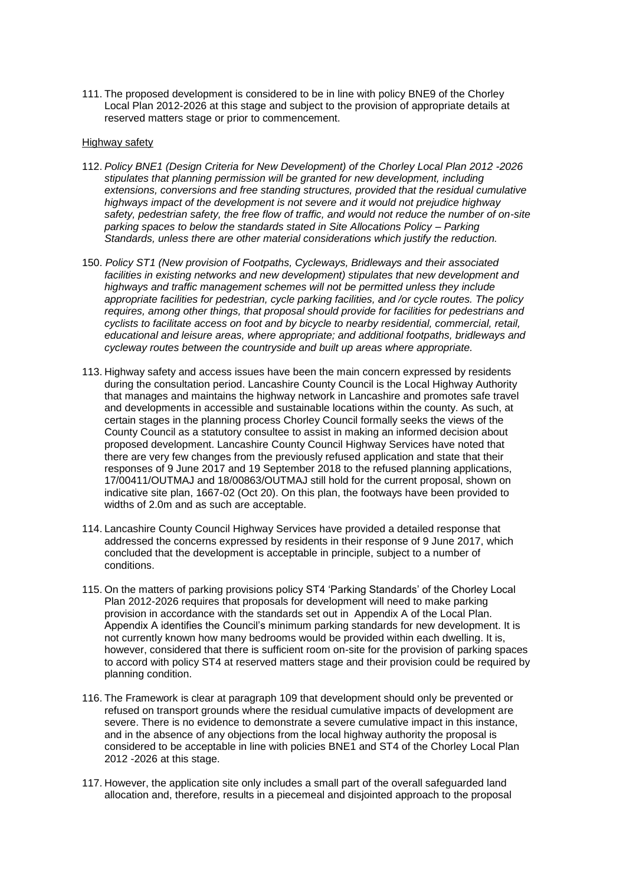111. The proposed development is considered to be in line with policy BNE9 of the Chorley Local Plan 2012-2026 at this stage and subject to the provision of appropriate details at reserved matters stage or prior to commencement.

Highway safety

112. *Policy BNE1 (Design Criteria for New Development) of the Chorley Local Plan 2012 -2026 stipulates that planning permission will be granted for new development, including extensions, conversions and free standing structures, provided that the residual cumulative highways impact of the development is not severe and it would not prejudice highway safety, pedestrian safety, the free flow of traffic, and would not reduce the number of on-site parking spaces to below the standards stated in Site Allocations Policy – Parking Standards, unless there are other material considerations which justify the reduction.*

150. *Policy ST1 (New provision of Footpaths, Cycleways, Bridleways and their associated facilities in existing networks and new development) stipulates that new development and highways and traffic management schemes will not be permitted unless they include appropriate facilities for pedestrian, cycle parking facilities, and /or cycle routes. The policy requires, among other things, that proposal should provide for facilities for pedestrians and cyclists to facilitate access on foot and by bicycle to nearby residential, commercial, retail, educational and leisure areas, where appropriate; and additional footpaths, bridleways and cycleway routes between the countryside and built up areas where appropriate.*

113. Highway safety and access issues have been the main concern expressed by residents during the consultation period. Lancashire County Council is the Local Highway Authority that manages and maintains the highway network in Lancashire and promotes safe travel and developments in accessible and sustainable locations within the county. As such, at certain stages in the planning process Chorley Council formally seeks the views of the County Council as a statutory consultee to assist in making an informed decision about proposed development. Lancashire County Council Highway Services have noted that there are very few changes from the previously refused application and state that their responses of 9 June 2017 and 19 September 2018 to the refused planning applications, 17/00411/OUTMAJ and 18/00863/OUTMAJ still hold for the current proposal, shown on indicative site plan, 1667-02 (Oct 20). On this plan, the footways have been provided to widths of 2.0m and as such are acceptable.

114. Lancashire County Council Highway Services have provided a detailed response that addressed the concerns expressed by residents in their response of 9 June 2017, which concluded that the development is acceptable in principle, subject to a number of conditions.

115. On the matters of parking provisions policy ST4 'Parking Standards' of the Chorley Local Plan 2012-2026 requires that proposals for development will need to make parking provision in accordance with the standards set out in Appendix A of the Local Plan. Appendix A identifies the Council's minimum parking standards for new development. It is not currently known how many bedrooms would be provided within each dwelling. It is, however, considered that there is sufficient room on-site for the provision of parking spaces to accord with policy ST4 at reserved matters stage and their provision could be required by planning condition.

116. The Framework is clear at paragraph 109 that development should only be prevented or refused on transport grounds where the residual cumulative impacts of development are severe. There is no evidence to demonstrate a severe cumulative impact in this instance, and in the absence of any objections from the local highway authority the proposal is considered to be acceptable in line with policies BNE1 and ST4 of the Chorley Local Plan 2012 -2026 at this stage.

117. However, the application site only includes a small part of the overall safeguarded land allocation and, therefore, results in a piecemeal and disjointed approach to the proposal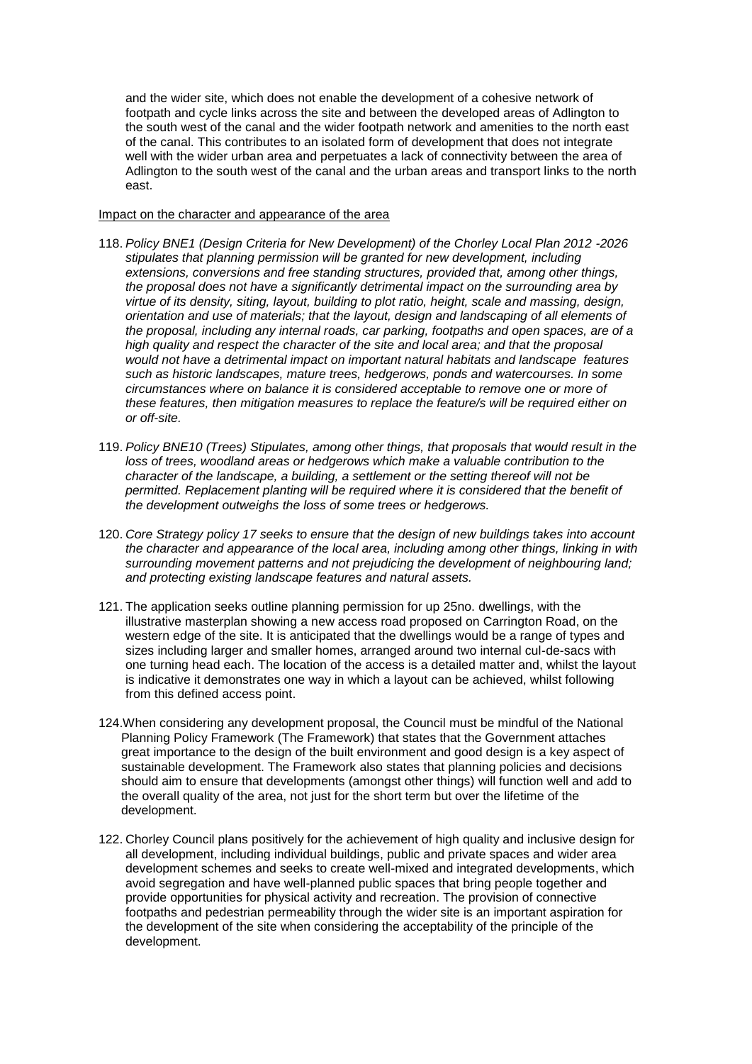and the wider site, which does not enable the development of a cohesive network of footpath and cycle links across the site and between the developed areas of Adlington to the south west of the canal and the wider footpath network and amenities to the north east of the canal. This contributes to an isolated form of development that does not integrate well with the wider urban area and perpetuates a lack of connectivity between the area of Adlington to the south west of the canal and the urban areas and transport links to the north east.

Impact on the character and appearance of the area

118. *Policy BNE1 (Design Criteria for New Development) of the Chorley Local Plan 2012 -2026 stipulates that planning permission will be granted for new development, including extensions, conversions and free standing structures, provided that, among other things, the proposal does not have a significantly detrimental impact on the surrounding area by virtue of its density, siting, layout, building to plot ratio, height, scale and massing, design, orientation and use of materials; that the layout, design and landscaping of all elements of the proposal, including any internal roads, car parking, footpaths and open spaces, are of a high quality and respect the character of the site and local area; and that the proposal would not have a detrimental impact on important natural habitats and landscape features such as historic landscapes, mature trees, hedgerows, ponds and watercourses. In some circumstances where on balance it is considered acceptable to remove one or more of these features, then mitigation measures to replace the feature/s will be required either on or off-site.*

119. *Policy BNE10 (Trees) Stipulates, among other things, that proposals that would result in the loss of trees, woodland areas or hedgerows which make a valuable contribution to the character of the landscape, a building, a settlement or the setting thereof will not be permitted. Replacement planting will be required where it is considered that the benefit of the development outweighs the loss of some trees or hedgerows.*

120. *Core Strategy policy 17 seeks to ensure that the design of new buildings takes into account the character and appearance of the local area, including among other things, linking in with surrounding movement patterns and not prejudicing the development of neighbouring land; and protecting existing landscape features and natural assets.*

121. The application seeks outline planning permission for up 25no. dwellings, with the illustrative masterplan showing a new access road proposed on Carrington Road, on the western edge of the site. It is anticipated that the dwellings would be a range of types and sizes including larger and smaller homes, arranged around two internal cul-de-sacs with one turning head each. The location of the access is a detailed matter and, whilst the layout is indicative it demonstrates one way in which a layout can be achieved, whilst following from this defined access point.

124. When considering any development proposal, the Council must be mindful of the National Planning Policy Framework (The Framework) that states that the Government attaches great importance to the design of the built environment and good design is a key aspect of sustainable development. The Framework also states that planning policies and decisions should aim to ensure that developments (amongst other things) will function well and add to the overall quality of the area, not just for the short term but over the lifetime of the development.

122. Chorley Council plans positively for the achievement of high quality and inclusive design for all development, including individual buildings, public and private spaces and wider area development schemes and seeks to create well-mixed and integrated developments, which avoid segregation and have well-planned public spaces that bring people together and provide opportunities for physical activity and recreation. The provision of connective footpaths and pedestrian permeability through the wider site is an important aspiration for the development of the site when considering the acceptability of the principle of the development.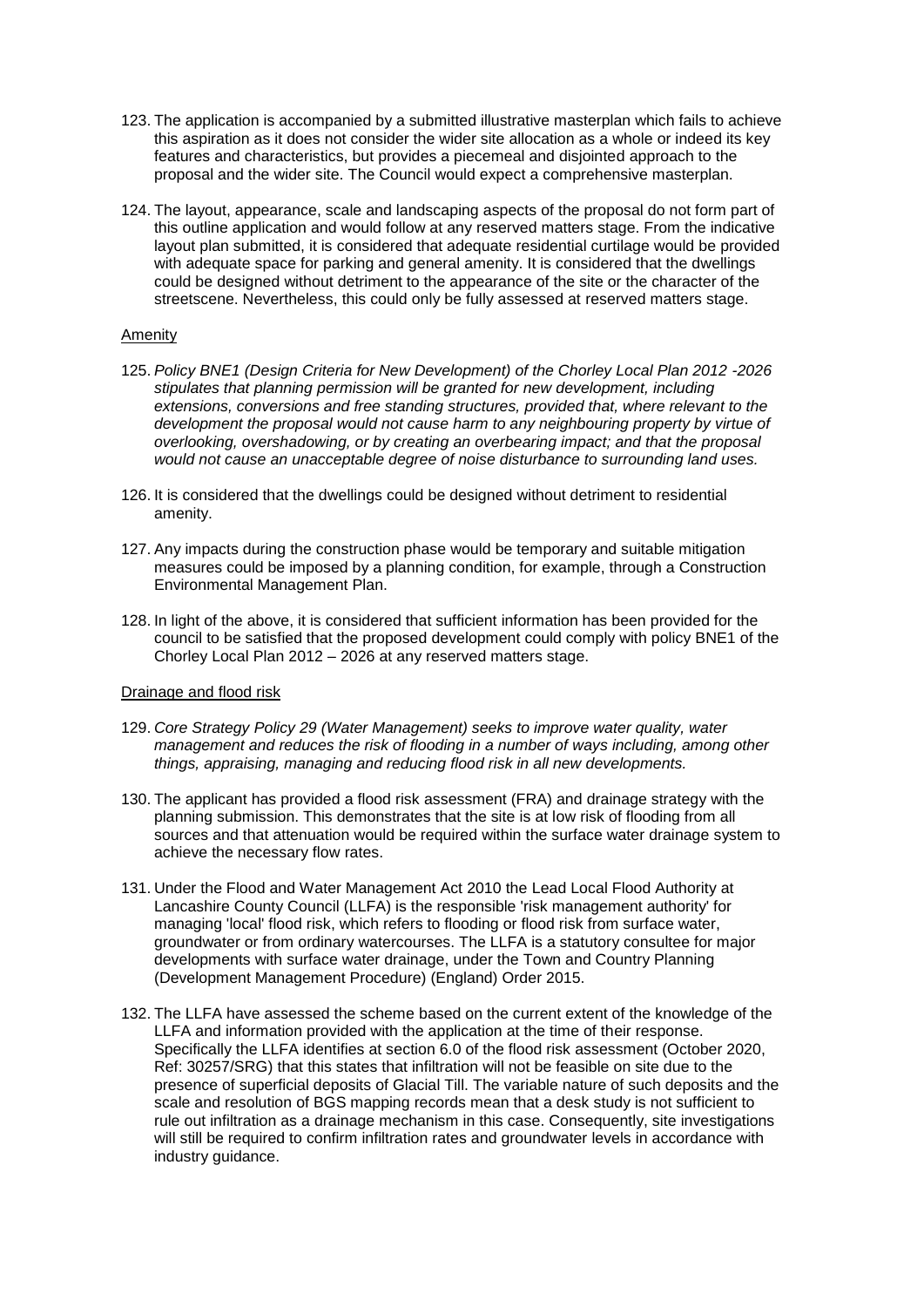123. The application is accompanied by a submitted illustrative masterplan which fails to achieve this aspiration as it does not consider the wider site allocation as a whole or indeed its key features and characteristics, but provides a piecemeal and disjointed approach to the proposal and the wider site. The Council would expect a comprehensive masterplan.

124. The layout, appearance, scale and landscaping aspects of the proposal do not form part of this outline application and would follow at any reserved matters stage. From the indicative layout plan submitted, it is considered that adequate residential curtilage would be provided with adequate space for parking and general amenity. It is considered that the dwellings could be designed without detriment to the appearance of the site or the character of the streetscene. Nevertheless, this could only be fully assessed at reserved matters stage.

<u>Amenity</u>

125. *Policy BNE1 (Design Criteria for New Development) of the Chorley Local Plan 2012 -2026 stipulates that planning permission will be granted for new development, including extensions, conversions and free standing structures, provided that, where relevant to the development the proposal would not cause harm to any neighbouring property by virtue of overlooking, overshadowing, or by creating an overbearing impact; and that the proposal would not cause an unacceptable degree of noise disturbance to surrounding land uses.*

126. It is considered that the dwellings could be designed without detriment to residential amenity.

127. Any impacts during the construction phase would be temporary and suitable mitigation measures could be imposed by a planning condition, for example, through a Construction Environmental Management Plan.

128. In light of the above, it is considered that sufficient information has been provided for the council to be satisfied that the proposed development could comply with policy BNE1 of the Chorley Local Plan 2012 – 2026 at any reserved matters stage.

<u>Drainage and flood risk</u>

129. *Core Strategy Policy 29 (Water Management) seeks to improve water quality, water management and reduces the risk of flooding in a number of ways including, among other things, appraising, managing and reducing flood risk in all new developments.*

130. The applicant has provided a flood risk assessment (FRA) and drainage strategy with the planning submission. This demonstrates that the site is at low risk of flooding from all sources and that attenuation would be required within the surface water drainage system to achieve the necessary flow rates.

131. Under the Flood and Water Management Act 2010 the Lead Local Flood Authority at Lancashire County Council (LLFA) is the responsible 'risk management authority' for managing 'local' flood risk, which refers to flooding or flood risk from surface water, groundwater or from ordinary watercourses. The LLFA is a statutory consultee for major developments with surface water drainage, under the Town and Country Planning (Development Management Procedure) (England) Order 2015.

132. The LLFA have assessed the scheme based on the current extent of the knowledge of the LLFA and information provided with the application at the time of their response. Specifically the LLFA identifies at section 6.0 of the flood risk assessment (October 2020, Ref: 30257/SRG) that this states that infiltration will not be feasible on site due to the presence of superficial deposits of Glacial Till. The variable nature of such deposits and the scale and resolution of BGS mapping records mean that a desk study is not sufficient to rule out infiltration as a drainage mechanism in this case. Consequently, site investigations will still be required to confirm infiltration rates and groundwater levels in accordance with industry guidance.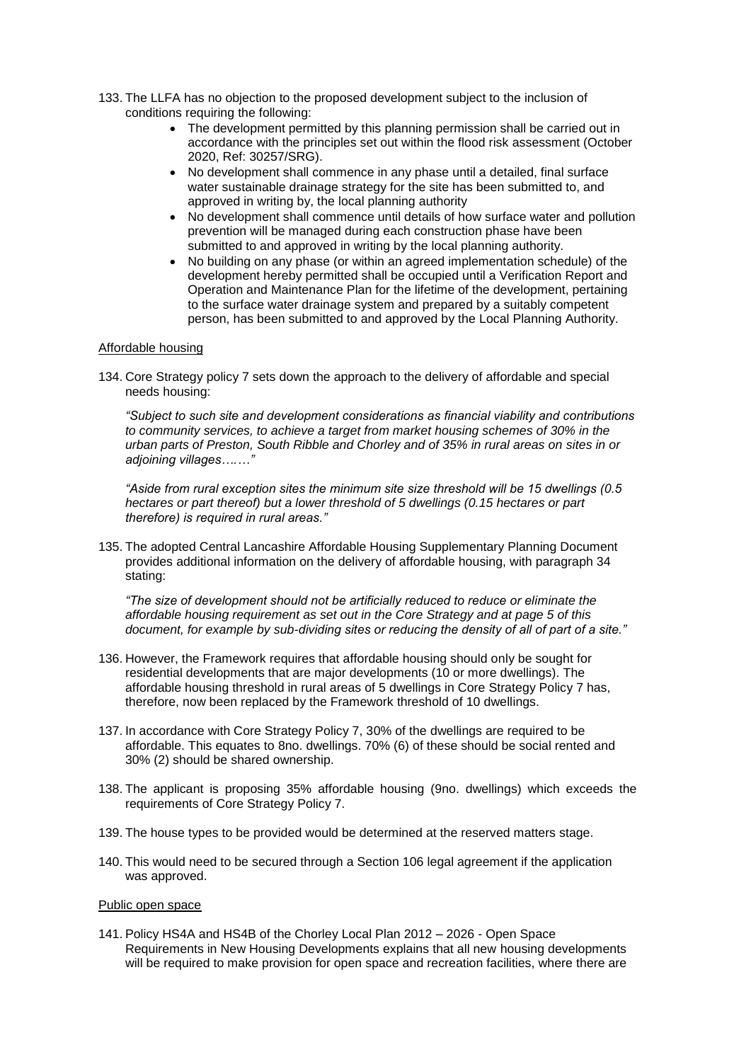133. The LLFA has no objection to the proposed development subject to the inclusion of conditions requiring the following:

- The development permitted by this planning permission shall be carried out in accordance with the principles set out within the flood risk assessment (October 2020, Ref: 30257/SRG).
- No development shall commence in any phase until a detailed, final surface water sustainable drainage strategy for the site has been submitted to, and approved in writing by, the local planning authority
- No development shall commence until details of how surface water and pollution prevention will be managed during each construction phase have been submitted to and approved in writing by the local planning authority.
- No building on any phase (or within an agreed implementation schedule) of the development hereby permitted shall be occupied until a Verification Report and Operation and Maintenance Plan for the lifetime of the development, pertaining to the surface water drainage system and prepared by a suitably competent person, has been submitted to and approved by the Local Planning Authority.

<u>Affordable housing</u>

134. Core Strategy policy 7 sets down the approach to the delivery of affordable and special needs housing:

*"Subject to such site and development considerations as financial viability and contributions to community services, to achieve a target from market housing schemes of 30% in the urban parts of Preston, South Ribble and Chorley and of 35% in rural areas on sites in or adjoining villages…….."*

*"Aside from rural exception sites the minimum site size threshold will be 15 dwellings (0.5 hectares or part thereof) but a lower threshold of 5 dwellings (0.15 hectares or part therefore) is required in rural areas."*

135. The adopted Central Lancashire Affordable Housing Supplementary Planning Document provides additional information on the delivery of affordable housing, with paragraph 34 stating:

*"The size of development should not be artificially reduced to reduce or eliminate the affordable housing requirement as set out in the Core Strategy and at page 5 of this document, for example by sub-dividing sites or reducing the density of all of part of a site."*

136. However, the Framework requires that affordable housing should only be sought for residential developments that are major developments (10 or more dwellings). The affordable housing threshold in rural areas of 5 dwellings in Core Strategy Policy 7 has, therefore, now been replaced by the Framework threshold of 10 dwellings.

137. In accordance with Core Strategy Policy 7, 30% of the dwellings are required to be affordable. This equates to 8no. dwellings. 70% (6) of these should be social rented and 30% (2) should be shared ownership.

138. The applicant is proposing 35% affordable housing (9no. dwellings) which exceeds the requirements of Core Strategy Policy 7.

139. The house types to be provided would be determined at the reserved matters stage.

140. This would need to be secured through a Section 106 legal agreement if the application was approved.

<u>Public open space</u>

141. Policy HS4A and HS4B of the Chorley Local Plan 2012 – 2026 - Open Space Requirements in New Housing Developments explains that all new housing developments will be required to make provision for open space and recreation facilities, where there are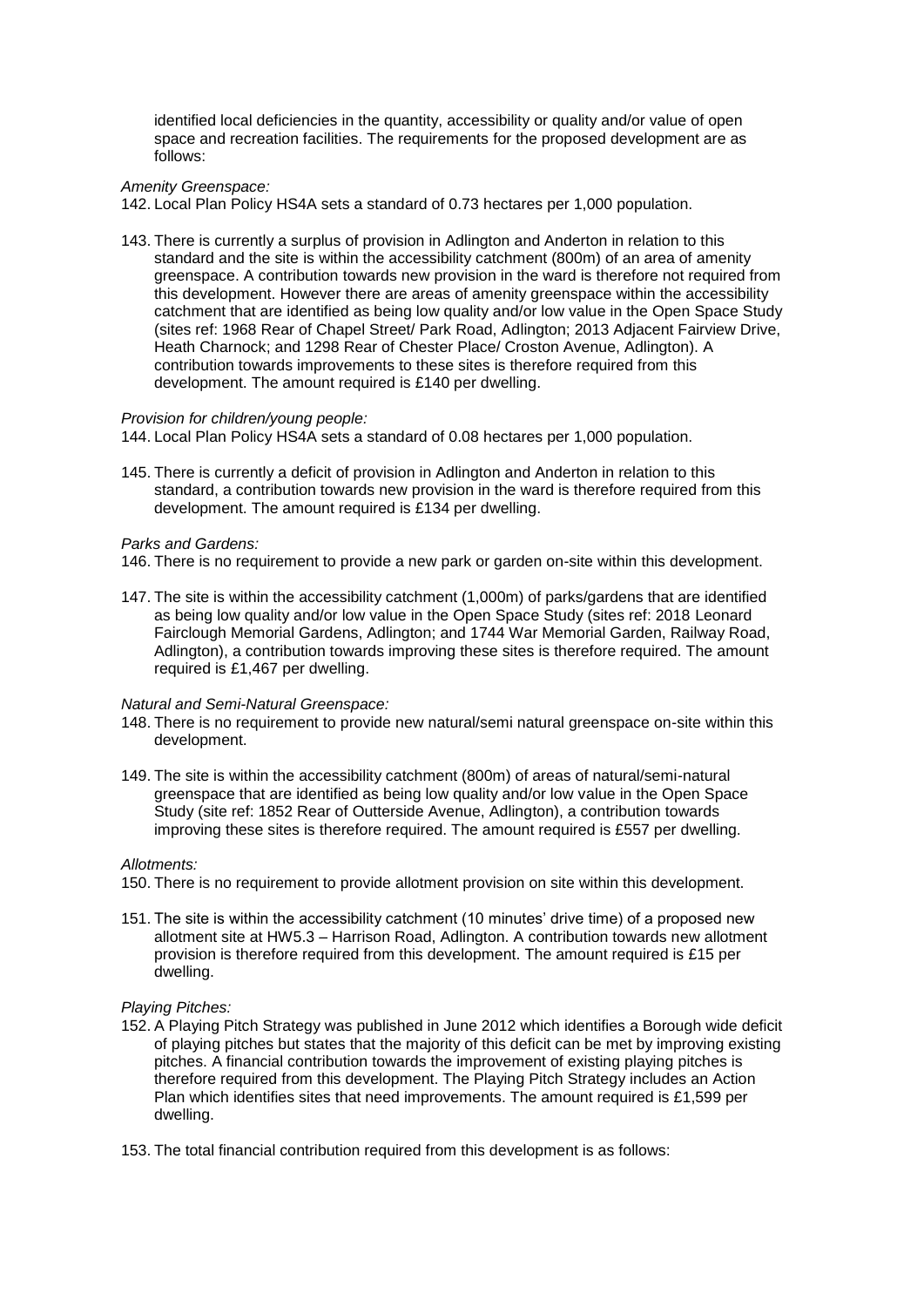identified local deficiencies in the quantity, accessibility or quality and/or value of open space and recreation facilities. The requirements for the proposed development are as follows:

*Amenity Greenspace:*

142. Local Plan Policy HS4A sets a standard of 0.73 hectares per 1,000 population.

143. There is currently a surplus of provision in Adlington and Anderton in relation to this standard and the site is within the accessibility catchment (800m) of an area of amenity greenspace. A contribution towards new provision in the ward is therefore not required from this development. However there are areas of amenity greenspace within the accessibility catchment that are identified as being low quality and/or low value in the Open Space Study (sites ref: 1968 Rear of Chapel Street/ Park Road, Adlington; 2013 Adjacent Fairview Drive, Heath Charnock; and 1298 Rear of Chester Place/ Croston Avenue, Adlington). A contribution towards improvements to these sites is therefore required from this development. The amount required is £140 per dwelling.

*Provision for children/young people:*

144. Local Plan Policy HS4A sets a standard of 0.08 hectares per 1,000 population.

145. There is currently a deficit of provision in Adlington and Anderton in relation to this standard, a contribution towards new provision in the ward is therefore required from this development. The amount required is £134 per dwelling.

*Parks and Gardens:*

146. There is no requirement to provide a new park or garden on-site within this development.

147. The site is within the accessibility catchment (1,000m) of parks/gardens that are identified as being low quality and/or low value in the Open Space Study (sites ref: 2018 Leonard Fairclough Memorial Gardens, Adlington; and 1744 War Memorial Garden, Railway Road, Adlington), a contribution towards improving these sites is therefore required. The amount required is £1,467 per dwelling.

*Natural and Semi-Natural Greenspace:*

148. There is no requirement to provide new natural/semi natural greenspace on-site within this development.

149. The site is within the accessibility catchment (800m) of areas of natural/semi-natural greenspace that are identified as being low quality and/or low value in the Open Space Study (site ref: 1852 Rear of Outterside Avenue, Adlington), a contribution towards improving these sites is therefore required. The amount required is £557 per dwelling.

*Allotments:*

150. There is no requirement to provide allotment provision on site within this development.

151. The site is within the accessibility catchment (10 minutes' drive time) of a proposed new allotment site at HW5.3 – Harrison Road, Adlington. A contribution towards new allotment provision is therefore required from this development. The amount required is £15 per dwelling.

*Playing Pitches:*

152. A Playing Pitch Strategy was published in June 2012 which identifies a Borough wide deficit of playing pitches but states that the majority of this deficit can be met by improving existing pitches. A financial contribution towards the improvement of existing playing pitches is therefore required from this development. The Playing Pitch Strategy includes an Action Plan which identifies sites that need improvements. The amount required is £1,599 per dwelling.

153. The total financial contribution required from this development is as follows: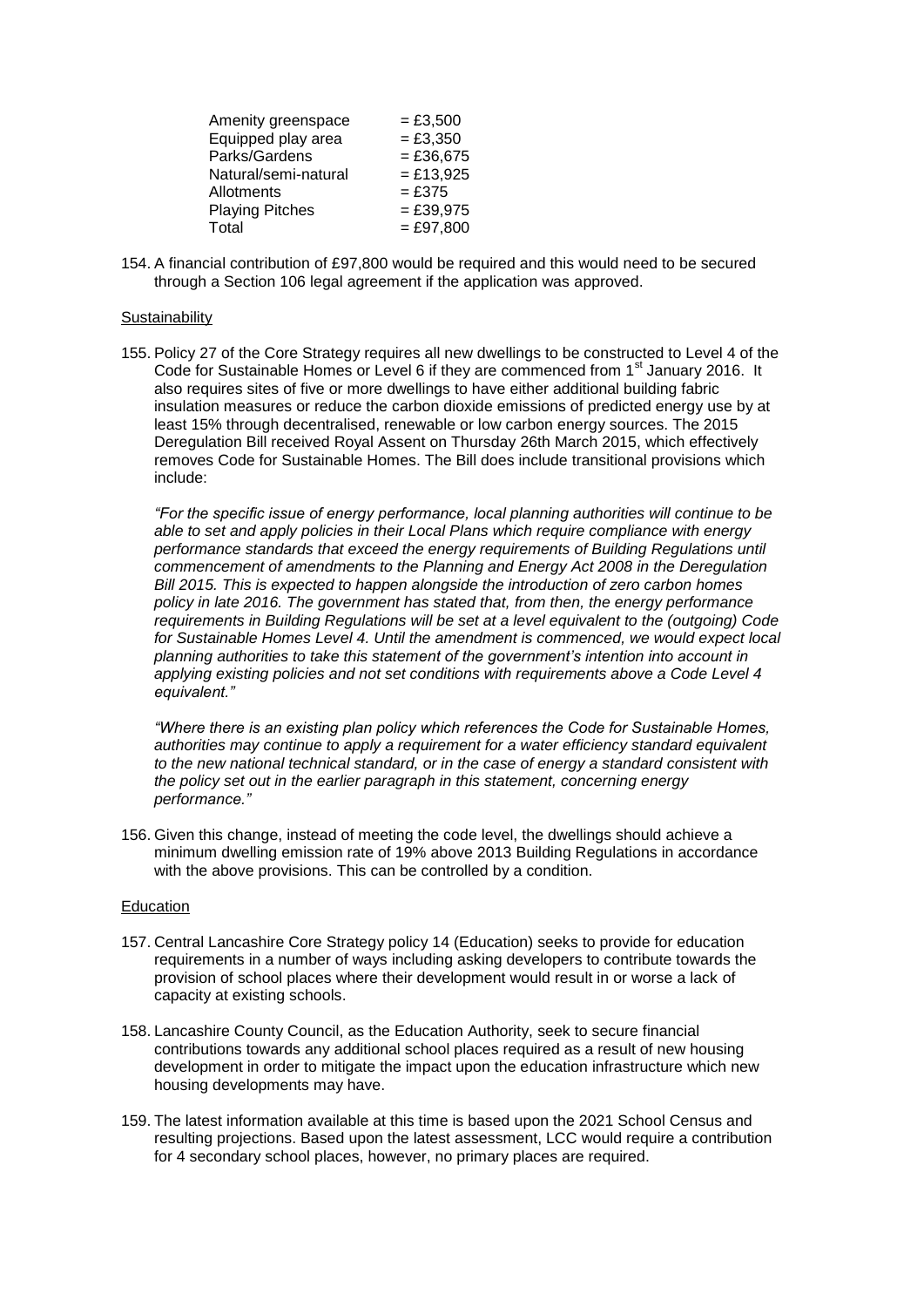| | |
|---|---|
| Amenity greenspace | = £3,500 |
| Equipped play area | = £3,350 |
| Parks/Gardens | = £36,675 |
| Natural/semi-natural | = £13,925 |
| Allotments | = £375 |
| Playing Pitches | = £39,975 |
| Total | = £97,800 |

154. A financial contribution of £97,800 would be required and this would need to be secured through a Section 106 legal agreement if the application was approved.

Sustainability

155. Policy 27 of the Core Strategy requires all new dwellings to be constructed to Level 4 of the Code for Sustainable Homes or Level 6 if they are commenced from 1st January 2016. It also requires sites of five or more dwellings to have either additional building fabric insulation measures or reduce the carbon dioxide emissions of predicted energy use by at least 15% through decentralised, renewable or low carbon energy sources. The 2015 Deregulation Bill received Royal Assent on Thursday 26th March 2015, which effectively removes Code for Sustainable Homes. The Bill does include transitional provisions which include:

*"For the specific issue of energy performance, local planning authorities will continue to be able to set and apply policies in their Local Plans which require compliance with energy performance standards that exceed the energy requirements of Building Regulations until commencement of amendments to the Planning and Energy Act 2008 in the Deregulation Bill 2015. This is expected to happen alongside the introduction of zero carbon homes policy in late 2016. The government has stated that, from then, the energy performance requirements in Building Regulations will be set at a level equivalent to the (outgoing) Code for Sustainable Homes Level 4. Until the amendment is commenced, we would expect local planning authorities to take this statement of the government's intention into account in applying existing policies and not set conditions with requirements above a Code Level 4 equivalent."*

*"Where there is an existing plan policy which references the Code for Sustainable Homes, authorities may continue to apply a requirement for a water efficiency standard equivalent to the new national technical standard, or in the case of energy a standard consistent with the policy set out in the earlier paragraph in this statement, concerning energy performance."*

156. Given this change, instead of meeting the code level, the dwellings should achieve a minimum dwelling emission rate of 19% above 2013 Building Regulations in accordance with the above provisions. This can be controlled by a condition.

Education

157. Central Lancashire Core Strategy policy 14 (Education) seeks to provide for education requirements in a number of ways including asking developers to contribute towards the provision of school places where their development would result in or worse a lack of capacity at existing schools.

158. Lancashire County Council, as the Education Authority, seek to secure financial contributions towards any additional school places required as a result of new housing development in order to mitigate the impact upon the education infrastructure which new housing developments may have.

159. The latest information available at this time is based upon the 2021 School Census and resulting projections. Based upon the latest assessment, LCC would require a contribution for 4 secondary school places, however, no primary places are required.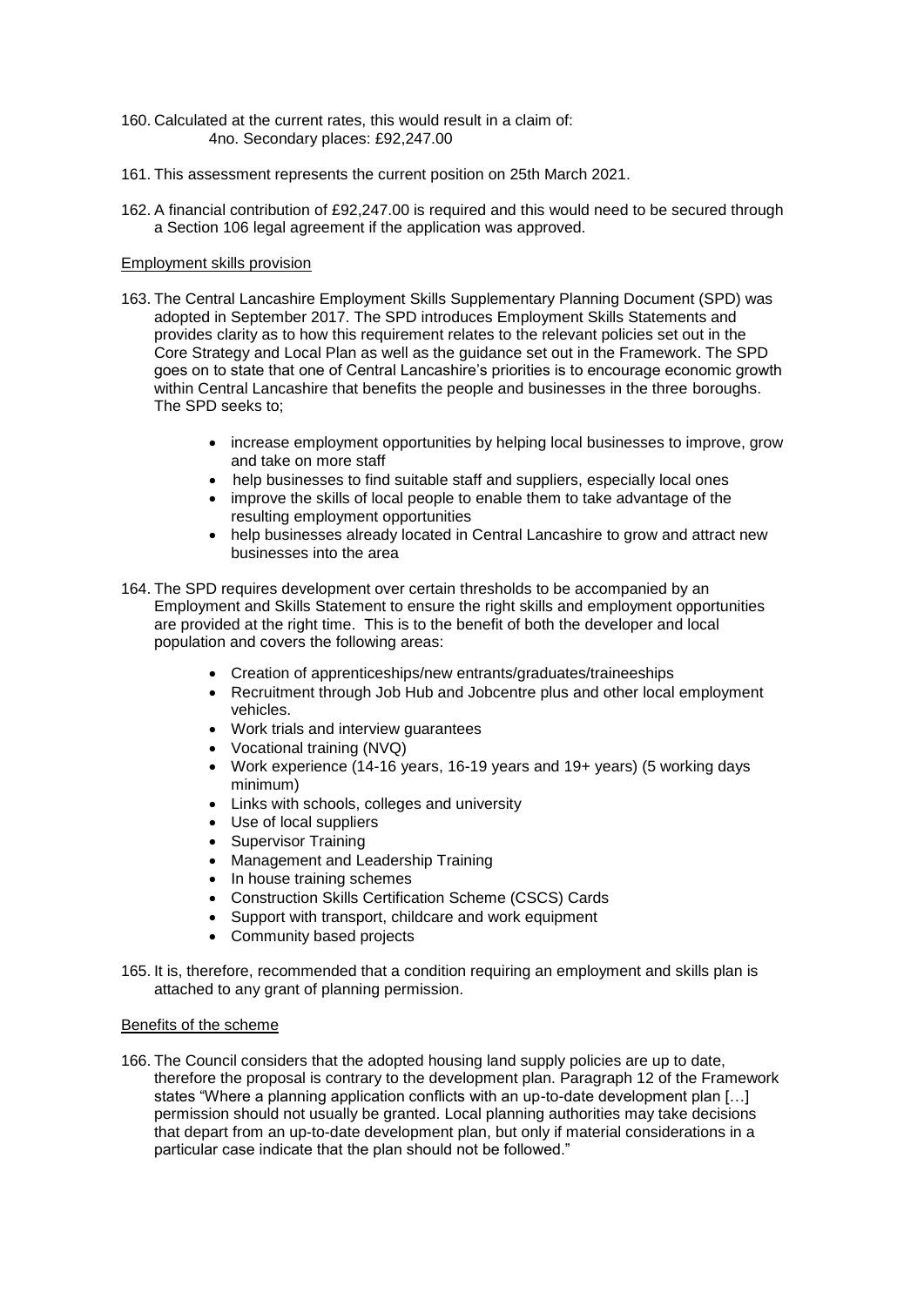160. Calculated at the current rates, this would result in a claim of:
 4no. Secondary places: £92,247.00

161. This assessment represents the current position on 25th March 2021.

162. A financial contribution of £92,247.00 is required and this would need to be secured through a Section 106 legal agreement if the application was approved.

Employment skills provision

163. The Central Lancashire Employment Skills Supplementary Planning Document (SPD) was adopted in September 2017. The SPD introduces Employment Skills Statements and provides clarity as to how this requirement relates to the relevant policies set out in the Core Strategy and Local Plan as well as the guidance set out in the Framework. The SPD goes on to state that one of Central Lancashire's priorities is to encourage economic growth within Central Lancashire that benefits the people and businesses in the three boroughs. The SPD seeks to;

- increase employment opportunities by helping local businesses to improve, grow and take on more staff
- help businesses to find suitable staff and suppliers, especially local ones
- improve the skills of local people to enable them to take advantage of the resulting employment opportunities
- help businesses already located in Central Lancashire to grow and attract new businesses into the area

164. The SPD requires development over certain thresholds to be accompanied by an Employment and Skills Statement to ensure the right skills and employment opportunities are provided at the right time. This is to the benefit of both the developer and local population and covers the following areas:

- Creation of apprenticeships/new entrants/graduates/traineeships
- Recruitment through Job Hub and Jobcentre plus and other local employment vehicles.
- Work trials and interview guarantees
- Vocational training (NVQ)
- Work experience (14-16 years, 16-19 years and 19+ years) (5 working days minimum)
- Links with schools, colleges and university
- Use of local suppliers
- Supervisor Training
- Management and Leadership Training
- In house training schemes
- Construction Skills Certification Scheme (CSCS) Cards
- Support with transport, childcare and work equipment
- Community based projects

165. It is, therefore, recommended that a condition requiring an employment and skills plan is attached to any grant of planning permission.

Benefits of the scheme

166. The Council considers that the adopted housing land supply policies are up to date, therefore the proposal is contrary to the development plan. Paragraph 12 of the Framework states "Where a planning application conflicts with an up-to-date development plan […] permission should not usually be granted. Local planning authorities may take decisions that depart from an up-to-date development plan, but only if material considerations in a particular case indicate that the plan should not be followed."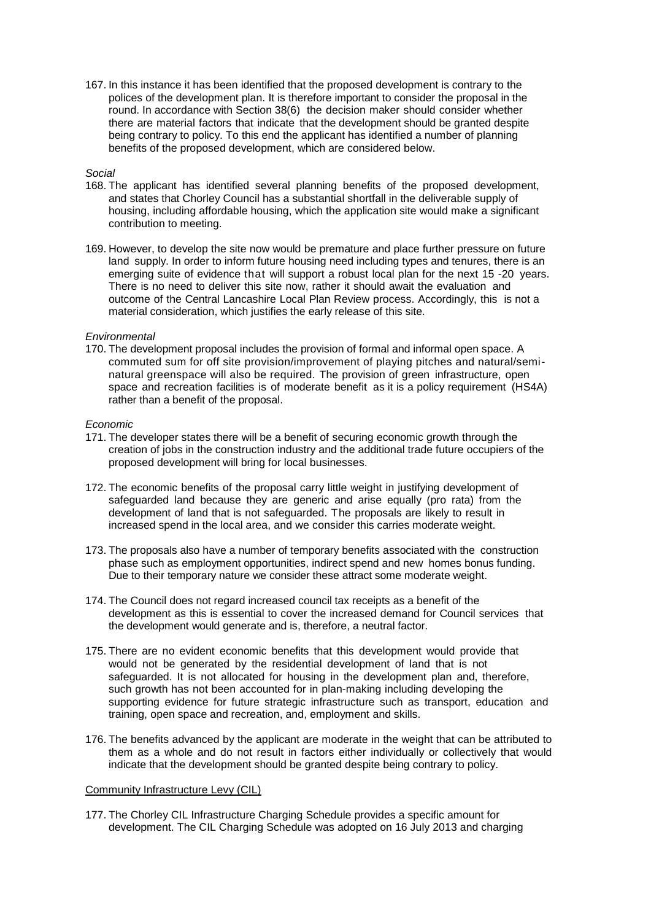167. In this instance it has been identified that the proposed development is contrary to the polices of the development plan. It is therefore important to consider the proposal in the round. In accordance with Section 38(6) the decision maker should consider whether there are material factors that indicate that the development should be granted despite being contrary to policy. To this end the applicant has identified a number of planning benefits of the proposed development, which are considered below.

*Social*

168. The applicant has identified several planning benefits of the proposed development, and states that Chorley Council has a substantial shortfall in the deliverable supply of housing, including affordable housing, which the application site would make a significant contribution to meeting.

169. However, to develop the site now would be premature and place further pressure on future land supply. In order to inform future housing need including types and tenures, there is an emerging suite of evidence that will support a robust local plan for the next 15 -20 years. There is no need to deliver this site now, rather it should await the evaluation and outcome of the Central Lancashire Local Plan Review process. Accordingly, this is not a material consideration, which justifies the early release of this site.

*Environmental*

170. The development proposal includes the provision of formal and informal open space. A commuted sum for off site provision/improvement of playing pitches and natural/semi-natural greenspace will also be required. The provision of green infrastructure, open space and recreation facilities is of moderate benefit as it is a policy requirement (HS4A) rather than a benefit of the proposal.

*Economic*

171. The developer states there will be a benefit of securing economic growth through the creation of jobs in the construction industry and the additional trade future occupiers of the proposed development will bring for local businesses.

172. The economic benefits of the proposal carry little weight in justifying development of safeguarded land because they are generic and arise equally (pro rata) from the development of land that is not safeguarded. The proposals are likely to result in increased spend in the local area, and we consider this carries moderate weight.

173. The proposals also have a number of temporary benefits associated with the construction phase such as employment opportunities, indirect spend and new homes bonus funding. Due to their temporary nature we consider these attract some moderate weight.

174. The Council does not regard increased council tax receipts as a benefit of the development as this is essential to cover the increased demand for Council services that the development would generate and is, therefore, a neutral factor.

175. There are no evident economic benefits that this development would provide that would not be generated by the residential development of land that is not safeguarded. It is not allocated for housing in the development plan and, therefore, such growth has not been accounted for in plan-making including developing the supporting evidence for future strategic infrastructure such as transport, education and training, open space and recreation, and, employment and skills.

176. The benefits advanced by the applicant are moderate in the weight that can be attributed to them as a whole and do not result in factors either individually or collectively that would indicate that the development should be granted despite being contrary to policy.

Community Infrastructure Levy (CIL)

177. The Chorley CIL Infrastructure Charging Schedule provides a specific amount for development. The CIL Charging Schedule was adopted on 16 July 2013 and charging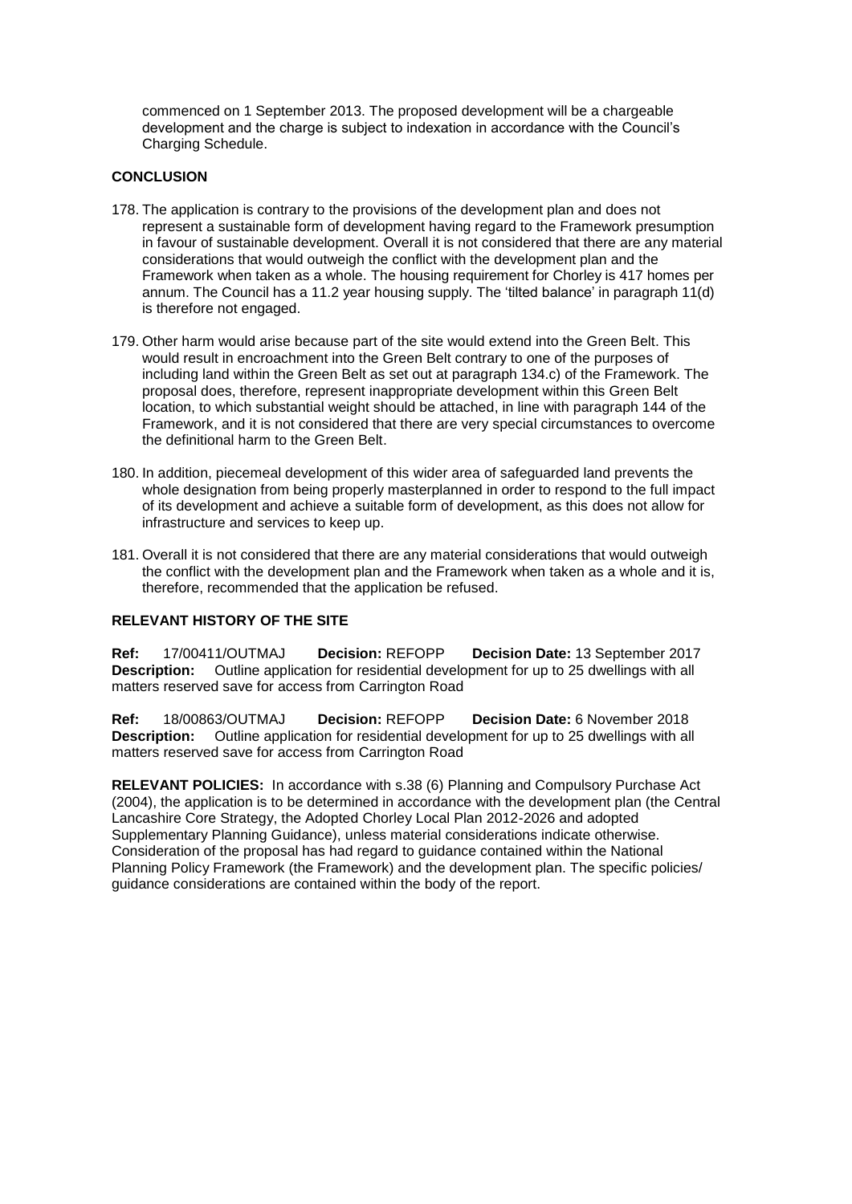commenced on 1 September 2013. The proposed development will be a chargeable development and the charge is subject to indexation in accordance with the Council's Charging Schedule.

## CONCLUSION

178. The application is contrary to the provisions of the development plan and does not represent a sustainable form of development having regard to the Framework presumption in favour of sustainable development. Overall it is not considered that there are any material considerations that would outweigh the conflict with the development plan and the Framework when taken as a whole. The housing requirement for Chorley is 417 homes per annum. The Council has a 11.2 year housing supply. The 'tilted balance' in paragraph 11(d) is therefore not engaged.

179. Other harm would arise because part of the site would extend into the Green Belt. This would result in encroachment into the Green Belt contrary to one of the purposes of including land within the Green Belt as set out at paragraph 134.c) of the Framework. The proposal does, therefore, represent inappropriate development within this Green Belt location, to which substantial weight should be attached, in line with paragraph 144 of the Framework, and it is not considered that there are very special circumstances to overcome the definitional harm to the Green Belt.

180. In addition, piecemeal development of this wider area of safeguarded land prevents the whole designation from being properly masterplanned in order to respond to the full impact of its development and achieve a suitable form of development, as this does not allow for infrastructure and services to keep up.

181. Overall it is not considered that there are any material considerations that would outweigh the conflict with the development plan and the Framework when taken as a whole and it is, therefore, recommended that the application be refused.

## RELEVANT HISTORY OF THE SITE

**Ref:** 17/00411/OUTMAJ **Decision:** REFOPP **Decision Date:** 13 September 2017
**Description:** Outline application for residential development for up to 25 dwellings with all matters reserved save for access from Carrington Road

**Ref:** 18/00863/OUTMAJ **Decision:** REFOPP **Decision Date:** 6 November 2018
**Description:** Outline application for residential development for up to 25 dwellings with all matters reserved save for access from Carrington Road

**RELEVANT POLICIES:** In accordance with s.38 (6) Planning and Compulsory Purchase Act (2004), the application is to be determined in accordance with the development plan (the Central Lancashire Core Strategy, the Adopted Chorley Local Plan 2012-2026 and adopted Supplementary Planning Guidance), unless material considerations indicate otherwise. Consideration of the proposal has had regard to guidance contained within the National Planning Policy Framework (the Framework) and the development plan. The specific policies/ guidance considerations are contained within the body of the report.